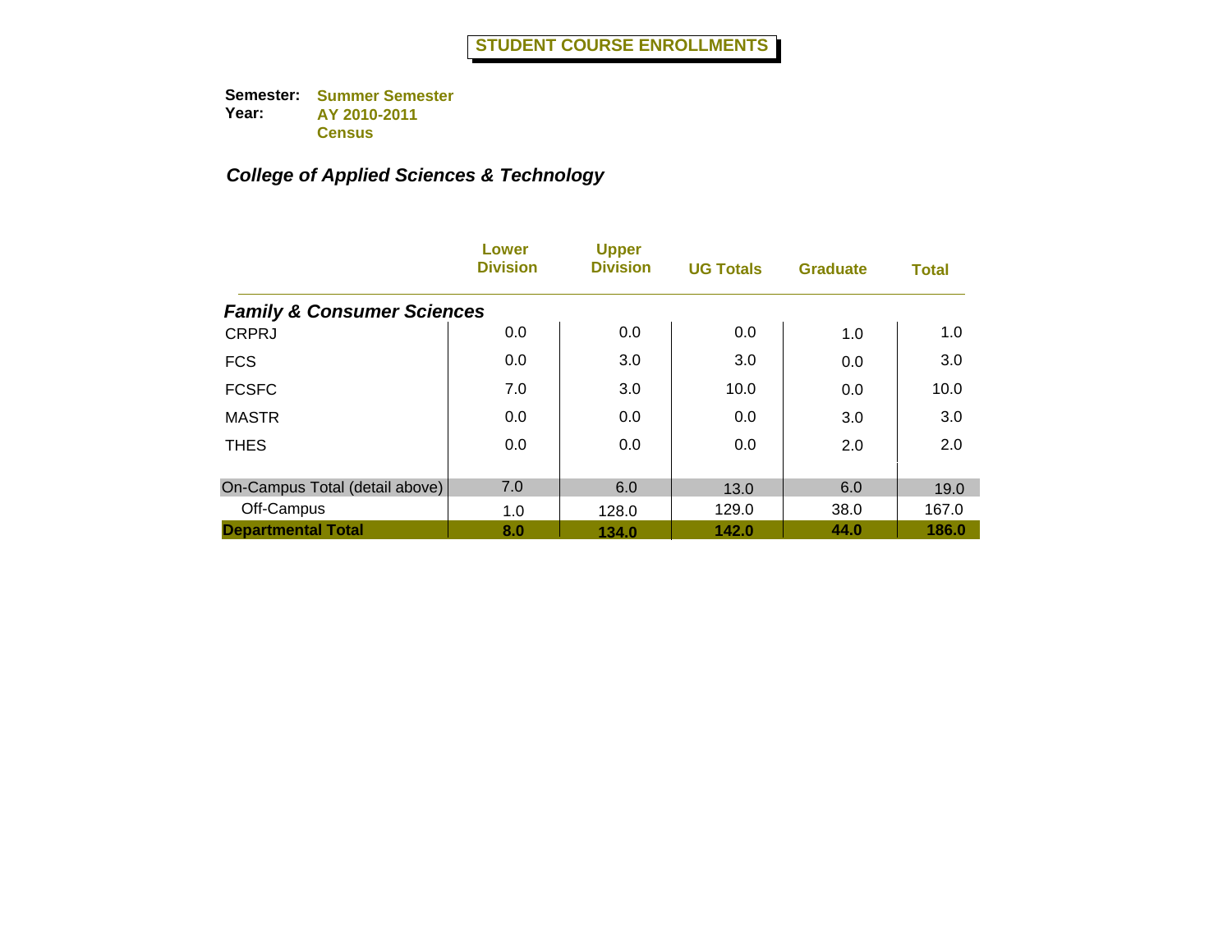# STUDENT COURSE ENROLLMENTS

**Semester:** Summer Semester
**Year:** AY 2010-2011
Census

## *College of Applied Sciences & Technology*

| | Lower Division | Upper Division | UG Totals | Graduate | Total |
|---|---|---|---|---|---|
| ***Family & Consumer Sciences*** | | | | | |
| CRPRJ | 0.0 | 0.0 | 0.0 | 1.0 | 1.0 |
| FCS | 0.0 | 3.0 | 3.0 | 0.0 | 3.0 |
| FCSFC | 7.0 | 3.0 | 10.0 | 0.0 | 10.0 |
| MASTR | 0.0 | 0.0 | 0.0 | 3.0 | 3.0 |
| THES | 0.0 | 0.0 | 0.0 | 2.0 | 2.0 |
| On-Campus Total (detail above) | 7.0 | 6.0 | 13.0 | 6.0 | 19.0 |
| Off-Campus | 1.0 | 128.0 | 129.0 | 38.0 | 167.0 |
| **Departmental Total** | **8.0** | **134.0** | **142.0** | **44.0** | **186.0** |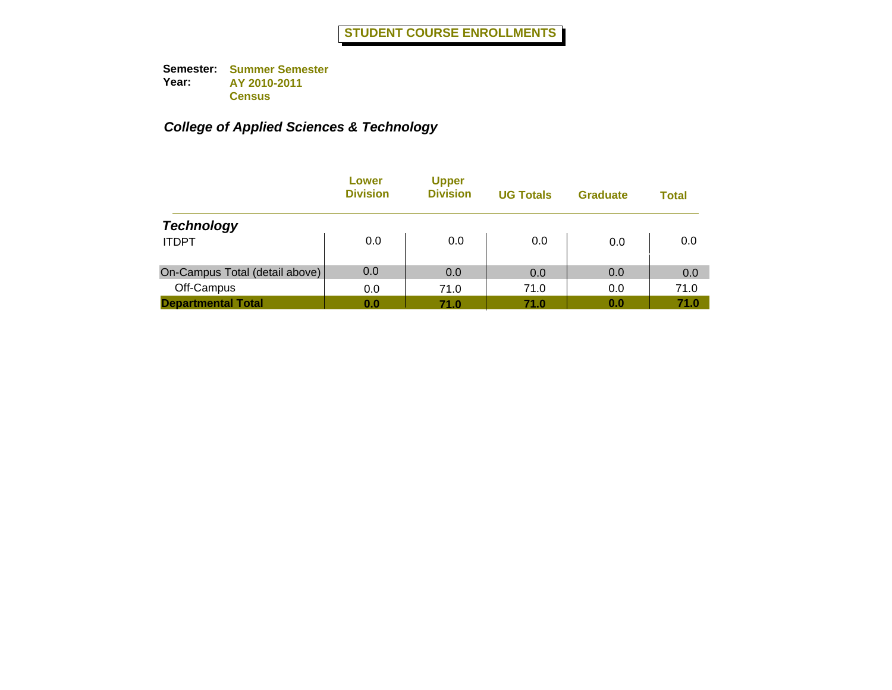# STUDENT COURSE ENROLLMENTS

**Semester:** Summer Semester
**Year:** AY 2010-2011
Census

## *College of Applied Sciences & Technology*

| | Lower Division | Upper Division | UG Totals | Graduate | Total |
|---|---|---|---|---|---|
| ***Technology*** | | | | | |
| ITDPT | 0.0 | 0.0 | 0.0 | 0.0 | 0.0 |
| On-Campus Total (detail above) | 0.0 | 0.0 | 0.0 | 0.0 | 0.0 |
| Off-Campus | 0.0 | 71.0 | 71.0 | 0.0 | 71.0 |
| **Departmental Total** | **0.0** | **71.0** | **71.0** | **0.0** | **71.0** |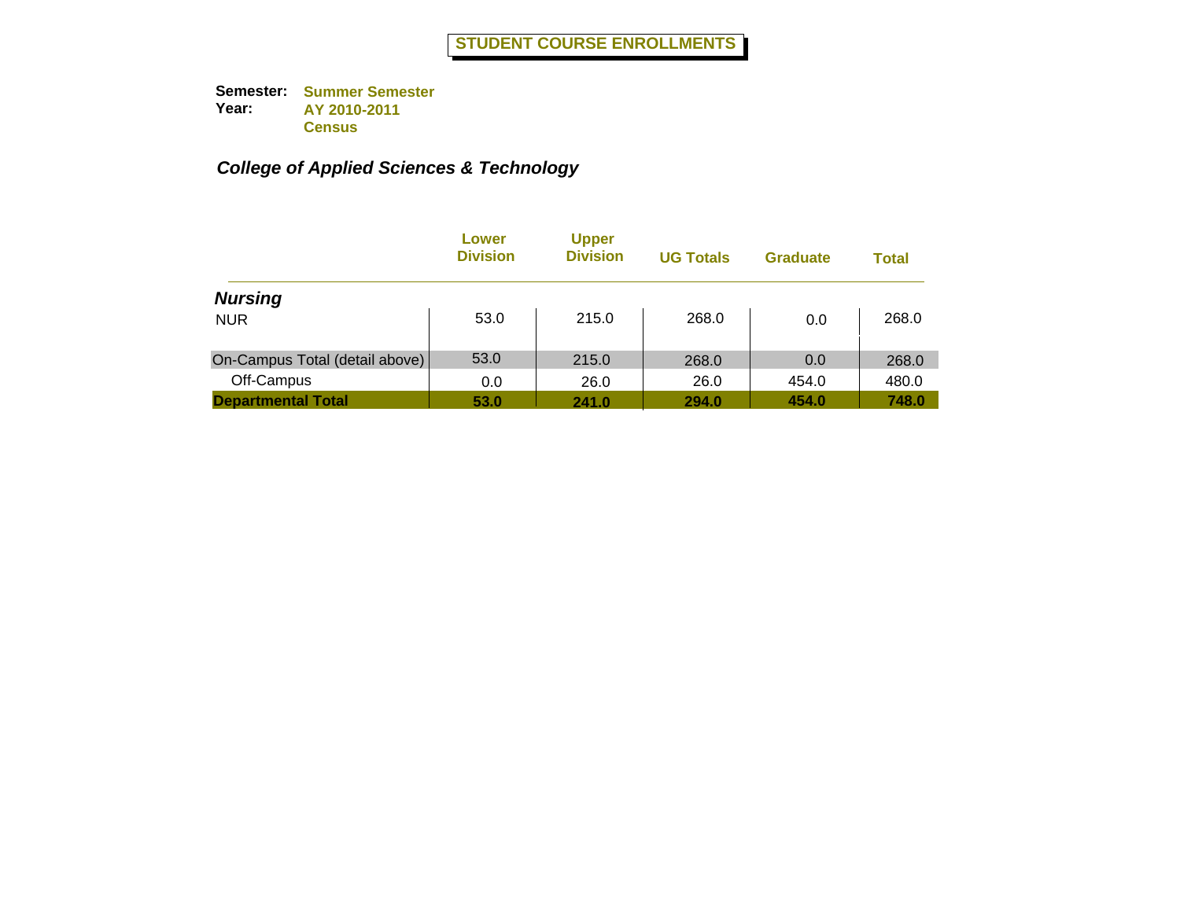# STUDENT COURSE ENROLLMENTS

**Semester:** Summer Semester
**Year:** AY 2010-2011
Census

***College of Applied Sciences & Technology***

| | Lower Division | Upper Division | UG Totals | Graduate | Total |
|---|---|---|---|---|---|
| ***Nursing*** | | | | | |
| NUR | 53.0 | 215.0 | 268.0 | 0.0 | 268.0 |
| On-Campus Total (detail above) | 53.0 | 215.0 | 268.0 | 0.0 | 268.0 |
| Off-Campus | 0.0 | 26.0 | 26.0 | 454.0 | 480.0 |
| **Departmental Total** | **53.0** | **241.0** | **294.0** | **454.0** | **748.0** |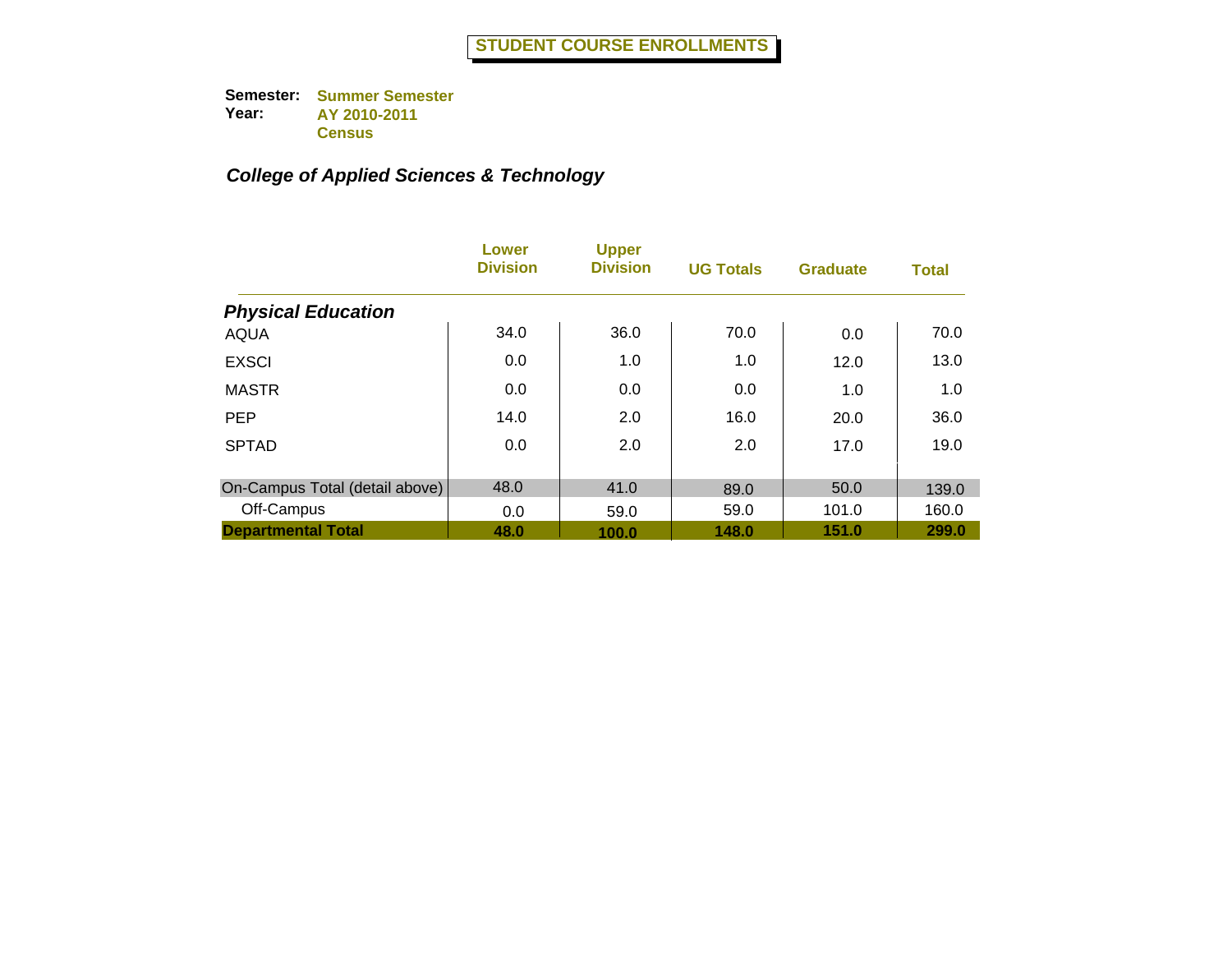# STUDENT COURSE ENROLLMENTS

**Semester:** Summer Semester
**Year:** AY 2010-2011
Census

## *College of Applied Sciences & Technology*

| | Lower Division | Upper Division | UG Totals | Graduate | Total |
|---|---|---|---|---|---|
| ***Physical Education*** | | | | | |
| AQUA | 34.0 | 36.0 | 70.0 | 0.0 | 70.0 |
| EXSCI | 0.0 | 1.0 | 1.0 | 12.0 | 13.0 |
| MASTR | 0.0 | 0.0 | 0.0 | 1.0 | 1.0 |
| PEP | 14.0 | 2.0 | 16.0 | 20.0 | 36.0 |
| SPTAD | 0.0 | 2.0 | 2.0 | 17.0 | 19.0 |
| On-Campus Total (detail above) | 48.0 | 41.0 | 89.0 | 50.0 | 139.0 |
| Off-Campus | 0.0 | 59.0 | 59.0 | 101.0 | 160.0 |
| **Departmental Total** | **48.0** | **100.0** | **148.0** | **151.0** | **299.0** |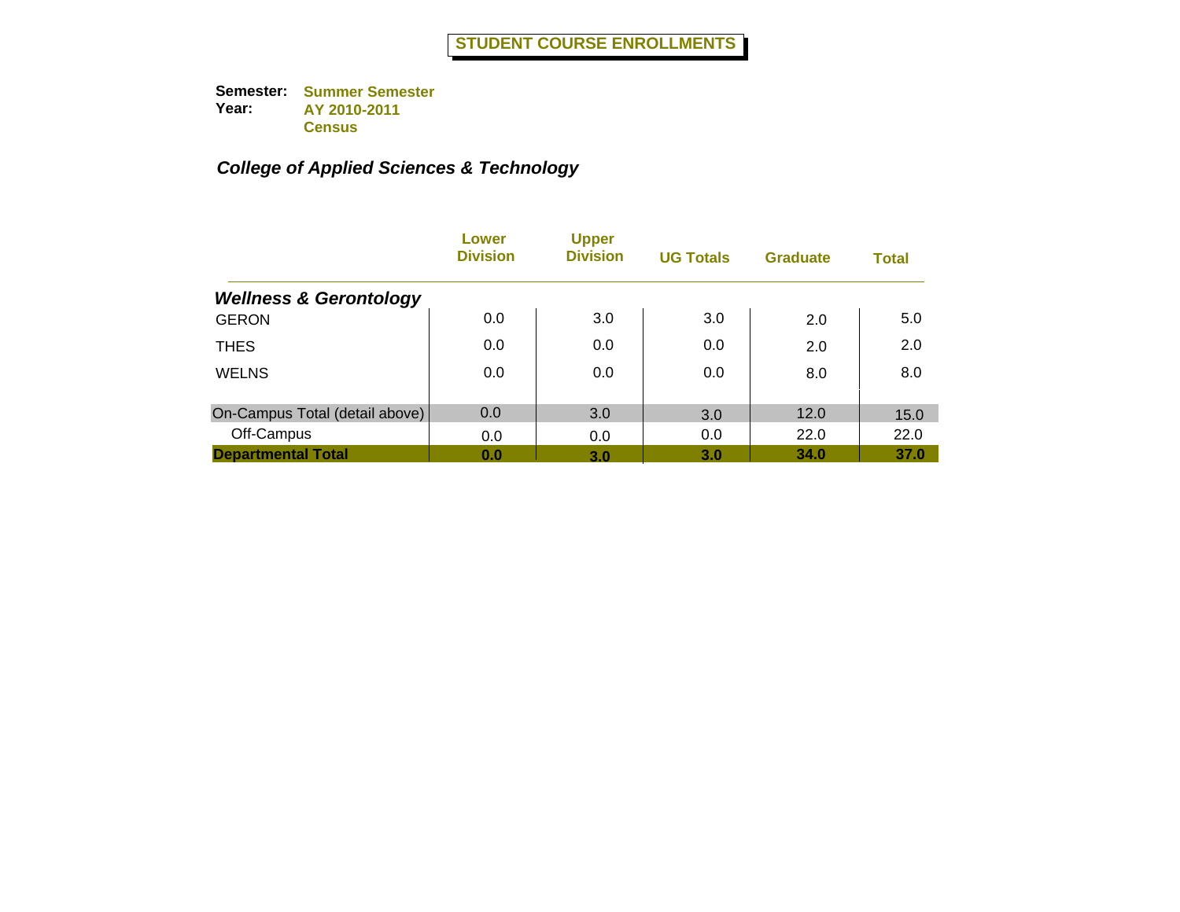# STUDENT COURSE ENROLLMENTS

**Semester:** **Summer Semester**
**Year:** **AY 2010-2011**
**Census**

## *College of Applied Sciences & Technology*

| | Lower Division | Upper Division | UG Totals | Graduate | Total |
|---|---|---|---|---|---|
| ***Wellness & Gerontology*** | | | | | |
| GERON | 0.0 | 3.0 | 3.0 | 2.0 | 5.0 |
| THES | 0.0 | 0.0 | 0.0 | 2.0 | 2.0 |
| WELNS | 0.0 | 0.0 | 0.0 | 8.0 | 8.0 |
| On-Campus Total (detail above) | 0.0 | 3.0 | 3.0 | 12.0 | 15.0 |
| Off-Campus | 0.0 | 0.0 | 0.0 | 22.0 | 22.0 |
| **Departmental Total** | **0.0** | **3.0** | **3.0** | **34.0** | **37.0** |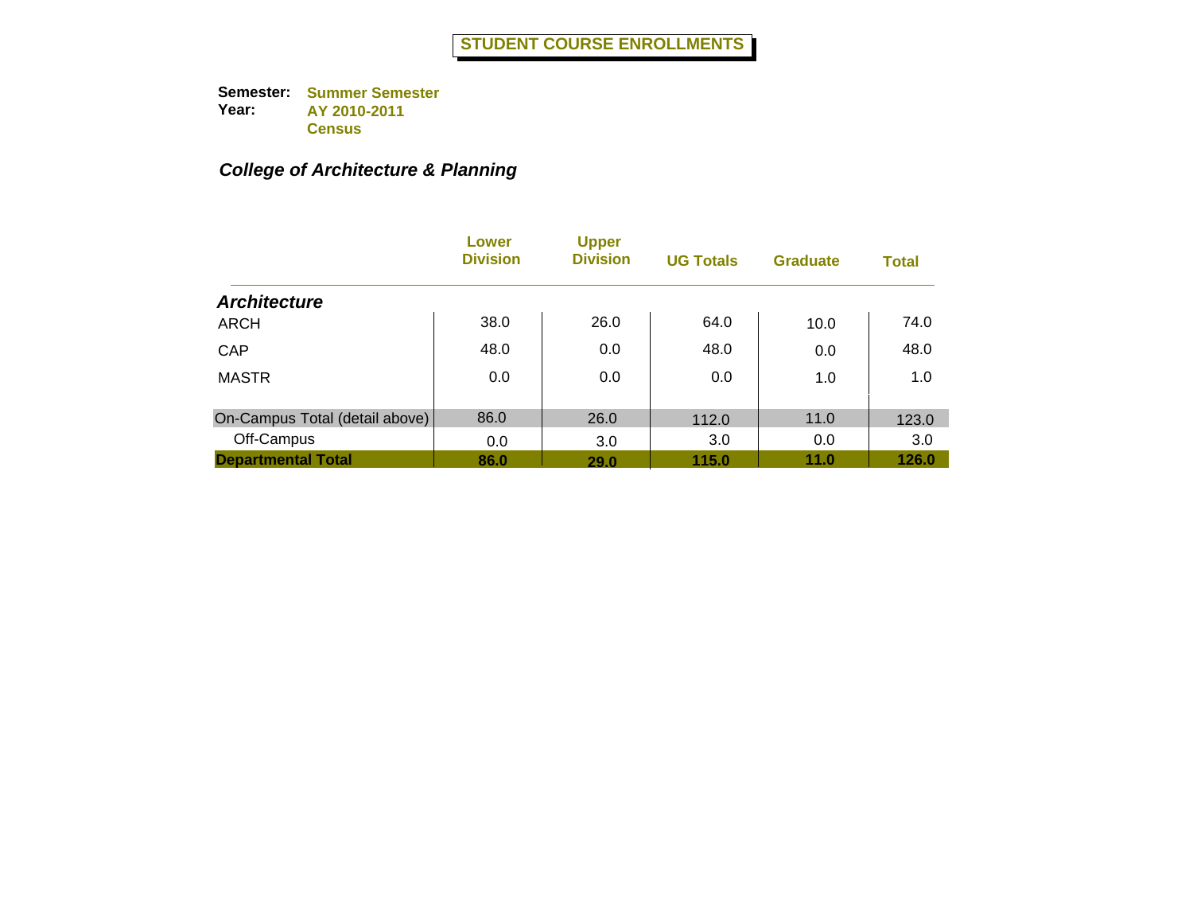# STUDENT COURSE ENROLLMENTS

**Semester:** Summer Semester
**Year:** AY 2010-2011
Census

## *College of Architecture & Planning*

| | Lower Division | Upper Division | UG Totals | Graduate | Total |
|---|---|---|---|---|---|
| ***Architecture*** | | | | | |
| ARCH | 38.0 | 26.0 | 64.0 | 10.0 | 74.0 |
| CAP | 48.0 | 0.0 | 48.0 | 0.0 | 48.0 |
| MASTR | 0.0 | 0.0 | 0.0 | 1.0 | 1.0 |
| On-Campus Total (detail above) | 86.0 | 26.0 | 112.0 | 11.0 | 123.0 |
| Off-Campus | 0.0 | 3.0 | 3.0 | 0.0 | 3.0 |
| **Departmental Total** | **86.0** | **29.0** | **115.0** | **11.0** | **126.0** |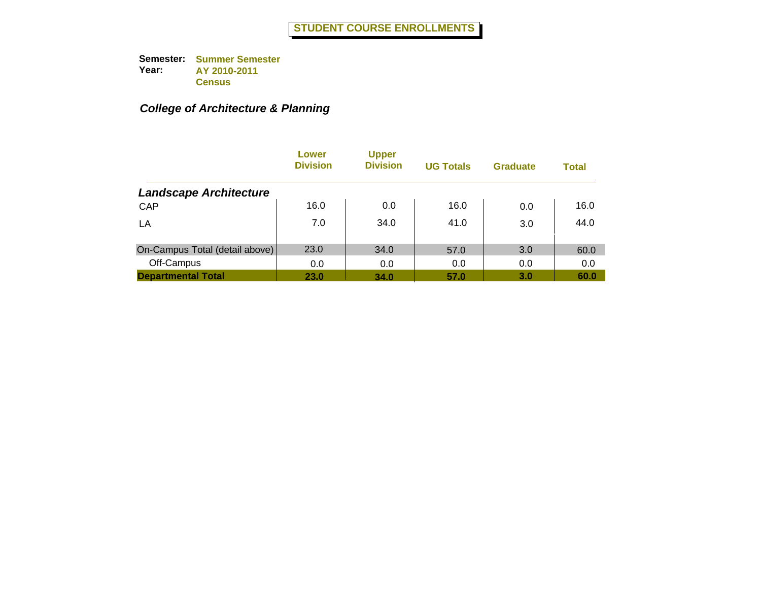# STUDENT COURSE ENROLLMENTS

**Semester:** Summer Semester
**Year:** AY 2010-2011
Census

## *College of Architecture & Planning*

| | Lower Division | Upper Division | UG Totals | Graduate | Total |
|---|---|---|---|---|---|
| ***Landscape Architecture*** | | | | | |
| CAP | 16.0 | 0.0 | 16.0 | 0.0 | 16.0 |
| LA | 7.0 | 34.0 | 41.0 | 3.0 | 44.0 |
| On-Campus Total (detail above) | 23.0 | 34.0 | 57.0 | 3.0 | 60.0 |
| Off-Campus | 0.0 | 0.0 | 0.0 | 0.0 | 0.0 |
| **Departmental Total** | **23.0** | **34.0** | **57.0** | **3.0** | **60.0** |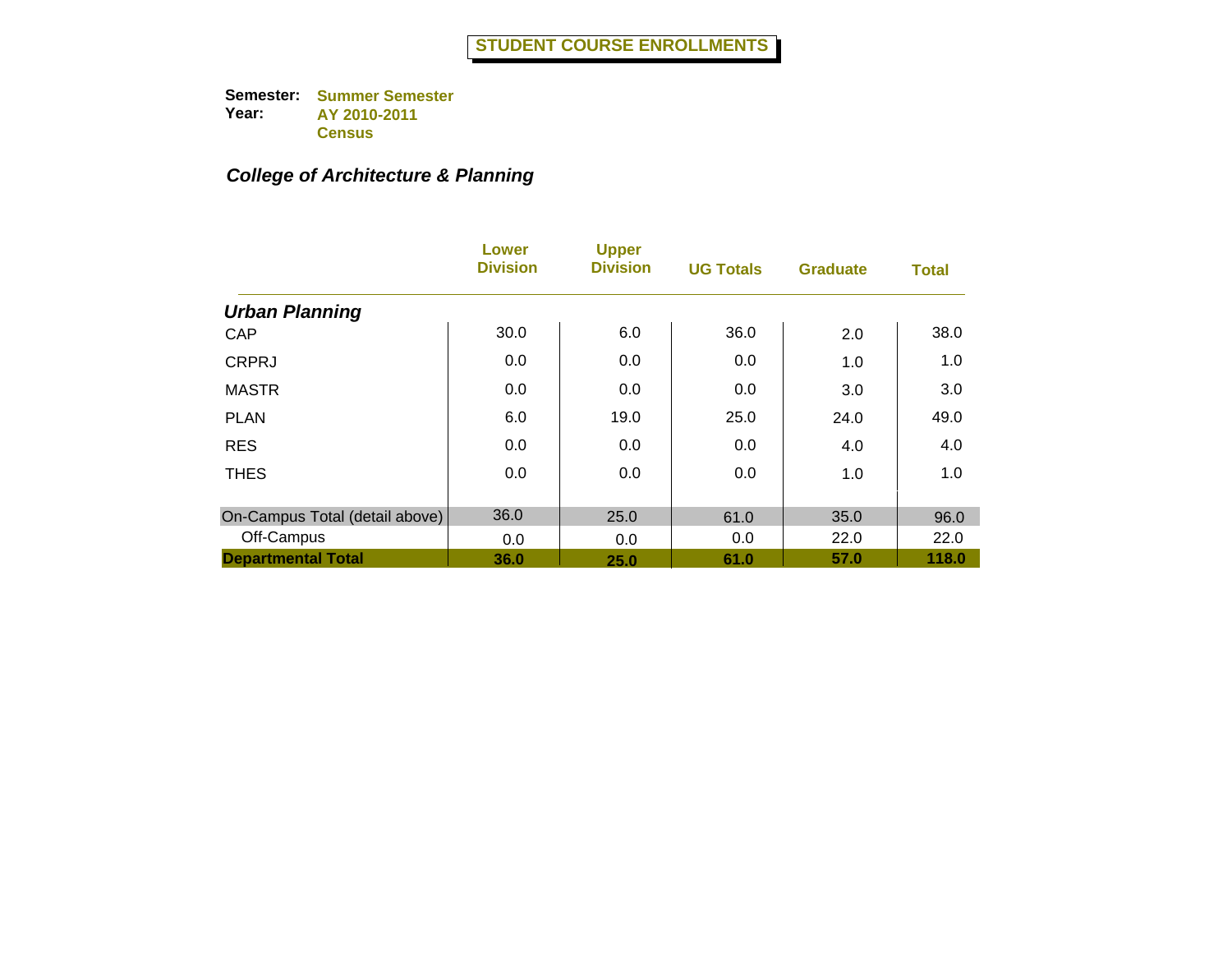# STUDENT COURSE ENROLLMENTS

**Semester:** Summer Semester
**Year:** AY 2010-2011
Census

### *College of Architecture & Planning*

| | Lower Division | Upper Division | UG Totals | Graduate | Total |
|---|---|---|---|---|---|
| ***Urban Planning*** | | | | | |
| CAP | 30.0 | 6.0 | 36.0 | 2.0 | 38.0 |
| CRPRJ | 0.0 | 0.0 | 0.0 | 1.0 | 1.0 |
| MASTR | 0.0 | 0.0 | 0.0 | 3.0 | 3.0 |
| PLAN | 6.0 | 19.0 | 25.0 | 24.0 | 49.0 |
| RES | 0.0 | 0.0 | 0.0 | 4.0 | 4.0 |
| THES | 0.0 | 0.0 | 0.0 | 1.0 | 1.0 |
| On-Campus Total (detail above) | 36.0 | 25.0 | 61.0 | 35.0 | 96.0 |
| Off-Campus | 0.0 | 0.0 | 0.0 | 22.0 | 22.0 |
| **Departmental Total** | **36.0** | **25.0** | **61.0** | **57.0** | **118.0** |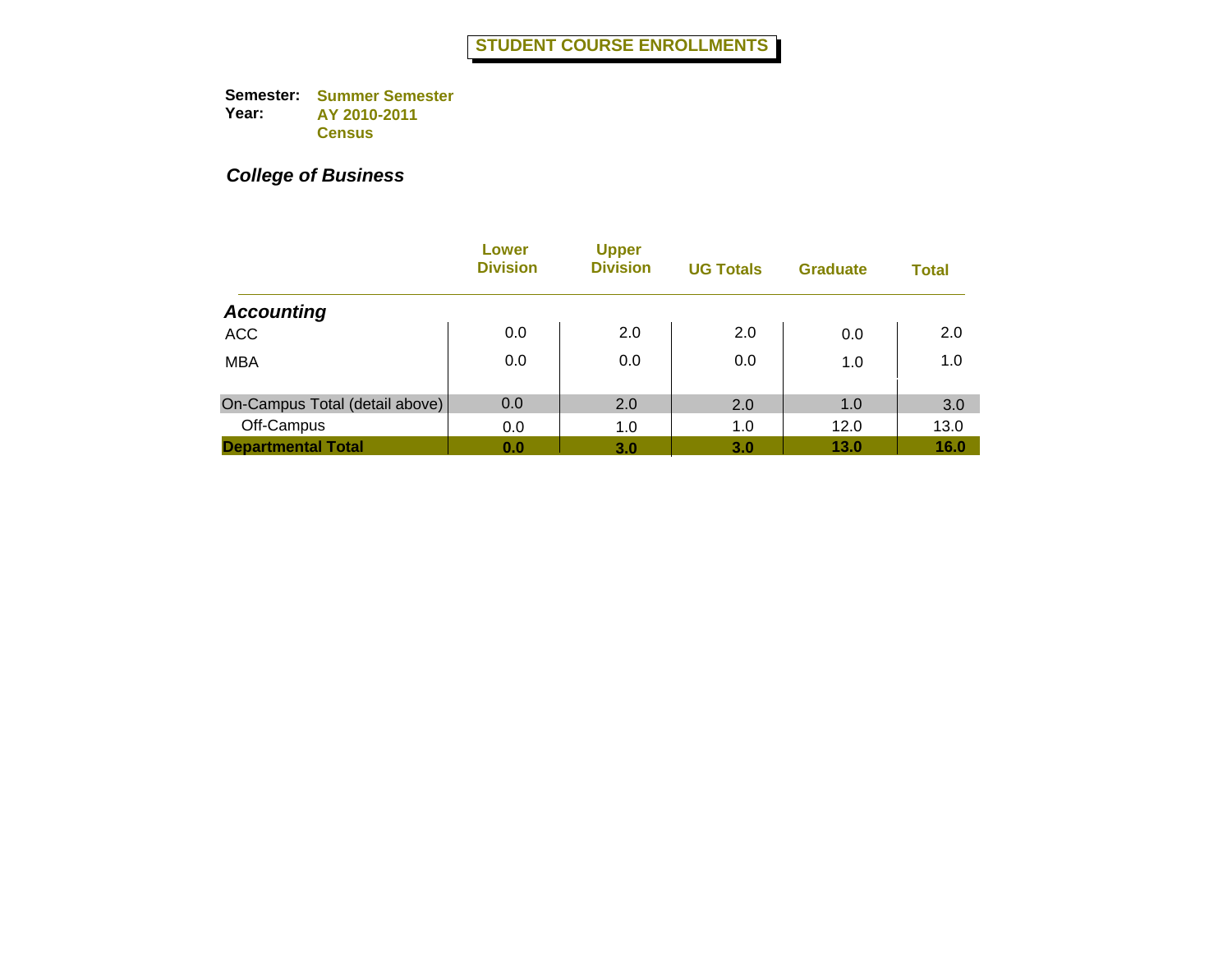# STUDENT COURSE ENROLLMENTS

**Semester:** Summer Semester
**Year:** AY 2010-2011
Census

***College of Business***

| | Lower Division | Upper Division | UG Totals | Graduate | Total |
|---|---|---|---|---|---|
| ***Accounting*** | | | | | |
| ACC | 0.0 | 2.0 | 2.0 | 0.0 | 2.0 |
| MBA | 0.0 | 0.0 | 0.0 | 1.0 | 1.0 |
| On-Campus Total (detail above) | 0.0 | 2.0 | 2.0 | 1.0 | 3.0 |
| Off-Campus | 0.0 | 1.0 | 1.0 | 12.0 | 13.0 |
| **Departmental Total** | **0.0** | **3.0** | **3.0** | **13.0** | **16.0** |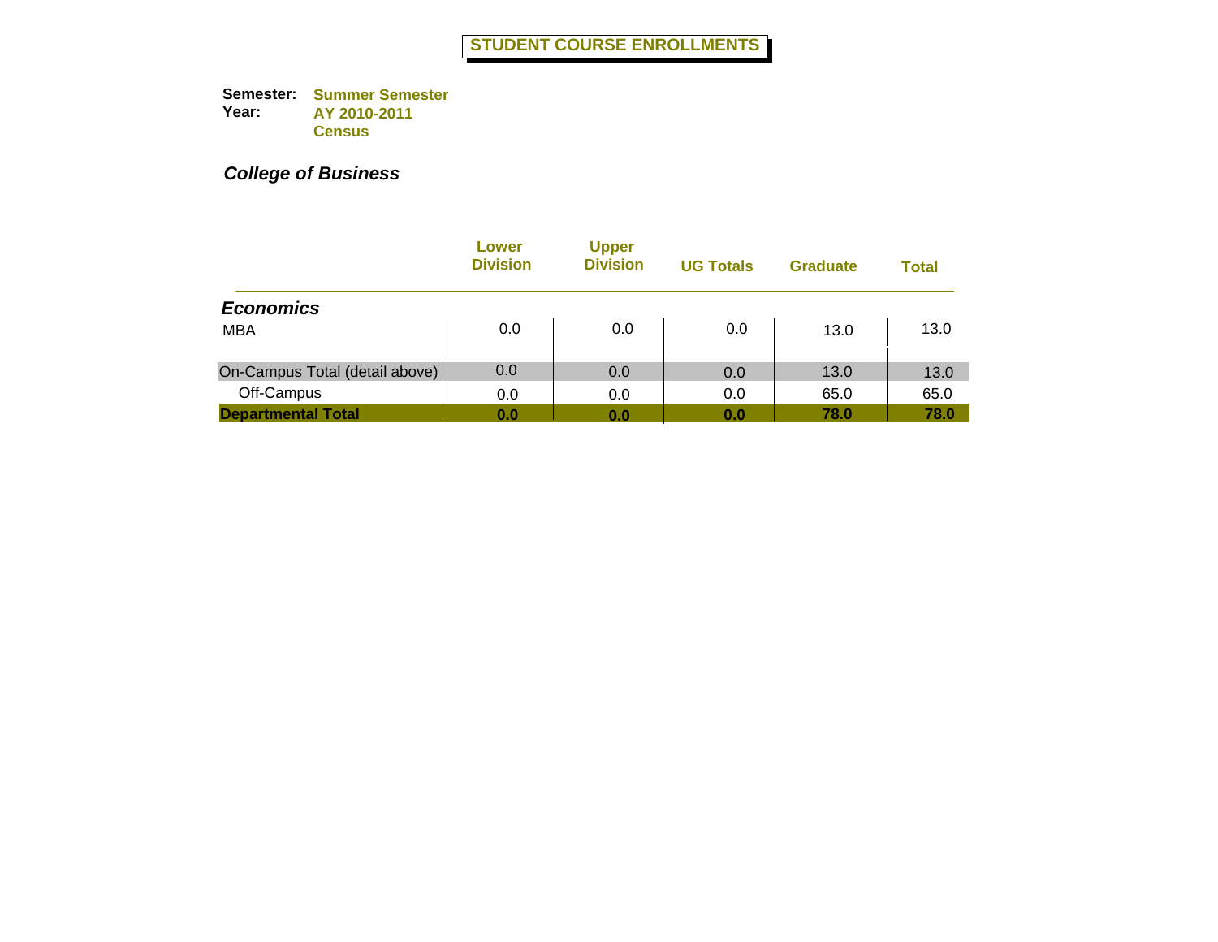# STUDENT COURSE ENROLLMENTS

**Semester:** Summer Semester
**Year:** AY 2010-2011
Census

***College of Business***

| | Lower Division | Upper Division | UG Totals | Graduate | Total |
|---|---|---|---|---|---|
| ***Economics*** | | | | | |
| MBA | 0.0 | 0.0 | 0.0 | 13.0 | 13.0 |
| On-Campus Total (detail above) | 0.0 | 0.0 | 0.0 | 13.0 | 13.0 |
| Off-Campus | 0.0 | 0.0 | 0.0 | 65.0 | 65.0 |
| **Departmental Total** | **0.0** | **0.0** | **0.0** | **78.0** | **78.0** |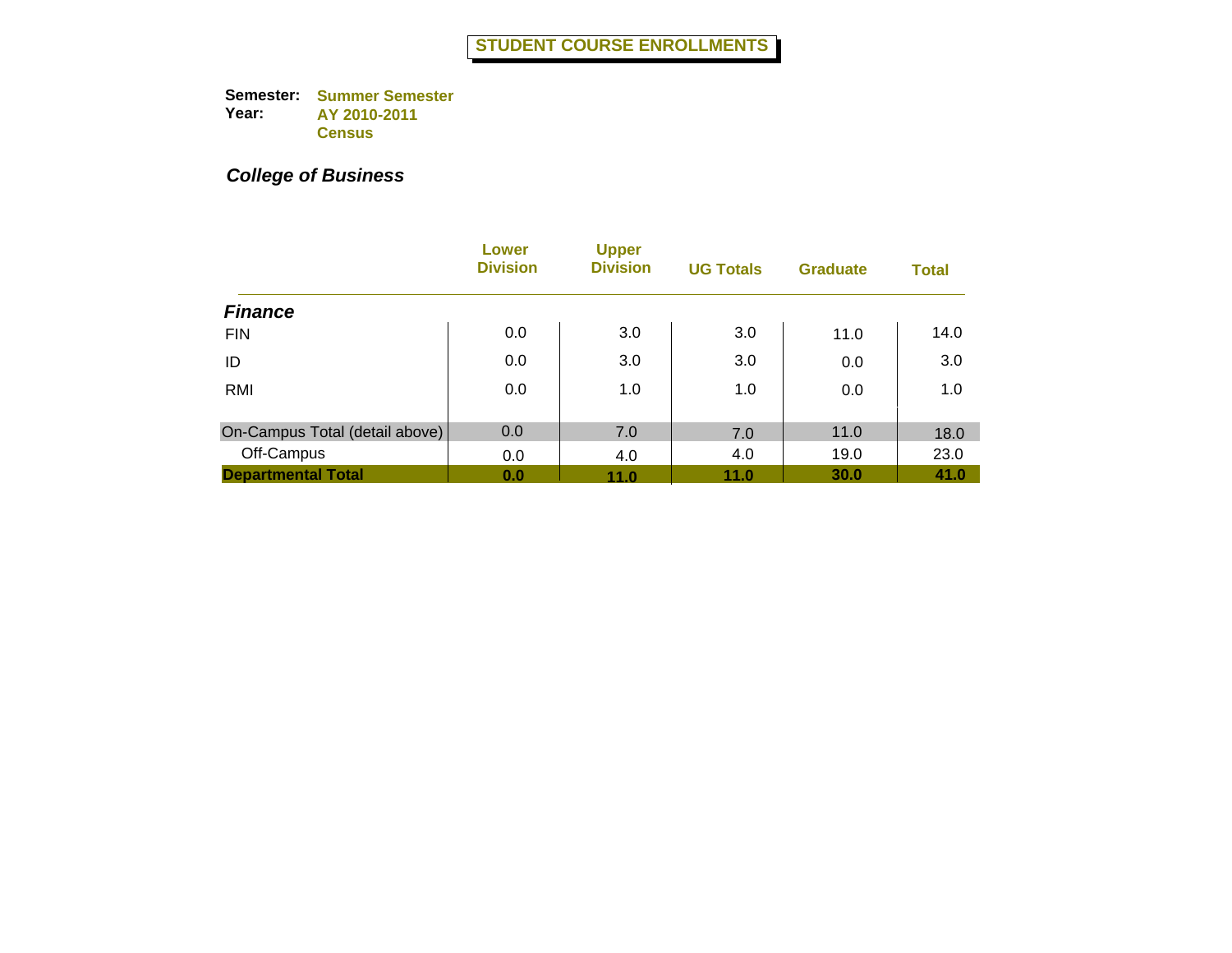# STUDENT COURSE ENROLLMENTS

**Semester:** Summer Semester
**Year:** AY 2010-2011
Census

## *College of Business*

| | Lower Division | Upper Division | UG Totals | Graduate | Total |
|---|---|---|---|---|---|
| ***Finance*** | | | | | |
| FIN | 0.0 | 3.0 | 3.0 | 11.0 | 14.0 |
| ID | 0.0 | 3.0 | 3.0 | 0.0 | 3.0 |
| RMI | 0.0 | 1.0 | 1.0 | 0.0 | 1.0 |
| On-Campus Total (detail above) | 0.0 | 7.0 | 7.0 | 11.0 | 18.0 |
| Off-Campus | 0.0 | 4.0 | 4.0 | 19.0 | 23.0 |
| **Departmental Total** | **0.0** | **11.0** | **11.0** | **30.0** | **41.0** |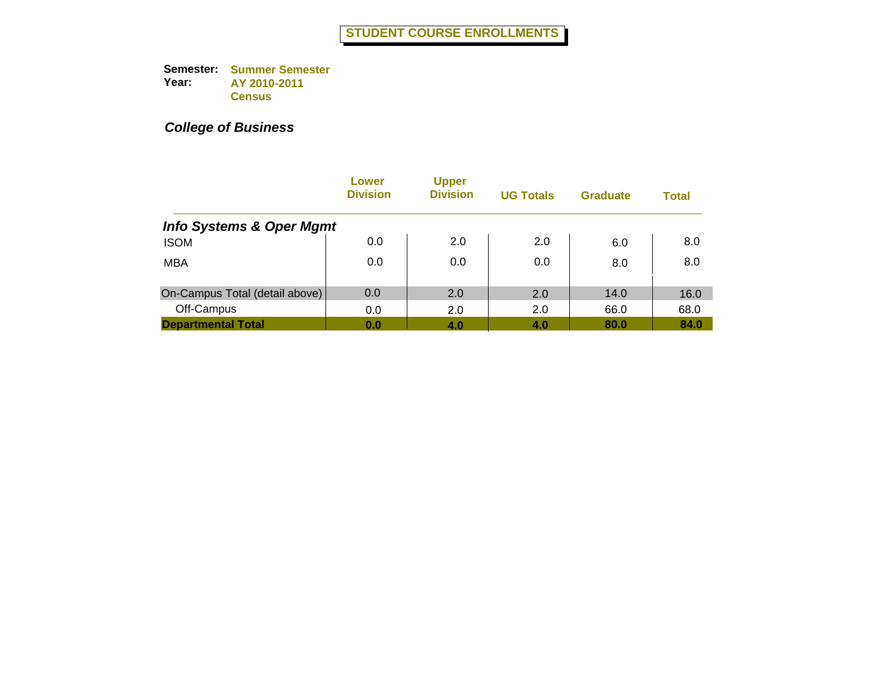# STUDENT COURSE ENROLLMENTS

**Semester:** Summer Semester
**Year:** AY 2010-2011
Census

## *College of Business*

| | Lower Division | Upper Division | UG Totals | Graduate | Total |
|---|---|---|---|---|---|
| ***Info Systems & Oper Mgmt*** | | | | | |
| ISOM | 0.0 | 2.0 | 2.0 | 6.0 | 8.0 |
| MBA | 0.0 | 0.0 | 0.0 | 8.0 | 8.0 |
| On-Campus Total (detail above) | 0.0 | 2.0 | 2.0 | 14.0 | 16.0 |
| Off-Campus | 0.0 | 2.0 | 2.0 | 66.0 | 68.0 |
| **Departmental Total** | **0.0** | **4.0** | **4.0** | **80.0** | **84.0** |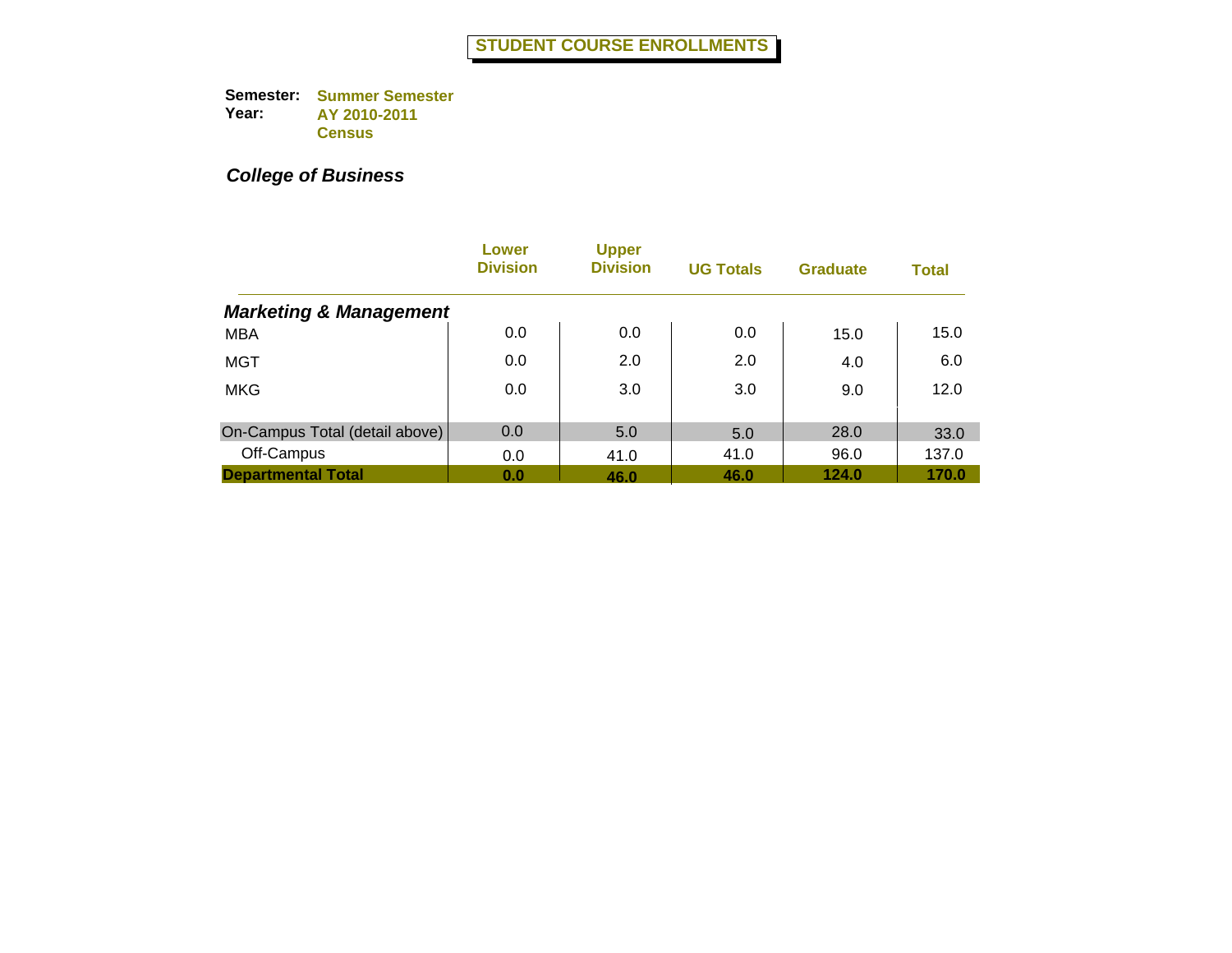# STUDENT COURSE ENROLLMENTS

**Semester:** Summer Semester
**Year:** AY 2010-2011
Census

***College of Business***

| | Lower Division | Upper Division | UG Totals | Graduate | Total |
|---|---|---|---|---|---|
| ***Marketing & Management*** | | | | | |
| MBA | 0.0 | 0.0 | 0.0 | 15.0 | 15.0 |
| MGT | 0.0 | 2.0 | 2.0 | 4.0 | 6.0 |
| MKG | 0.0 | 3.0 | 3.0 | 9.0 | 12.0 |
| On-Campus Total (detail above) | 0.0 | 5.0 | 5.0 | 28.0 | 33.0 |
| Off-Campus | 0.0 | 41.0 | 41.0 | 96.0 | 137.0 |
| **Departmental Total** | **0.0** | **46.0** | **46.0** | **124.0** | **170.0** |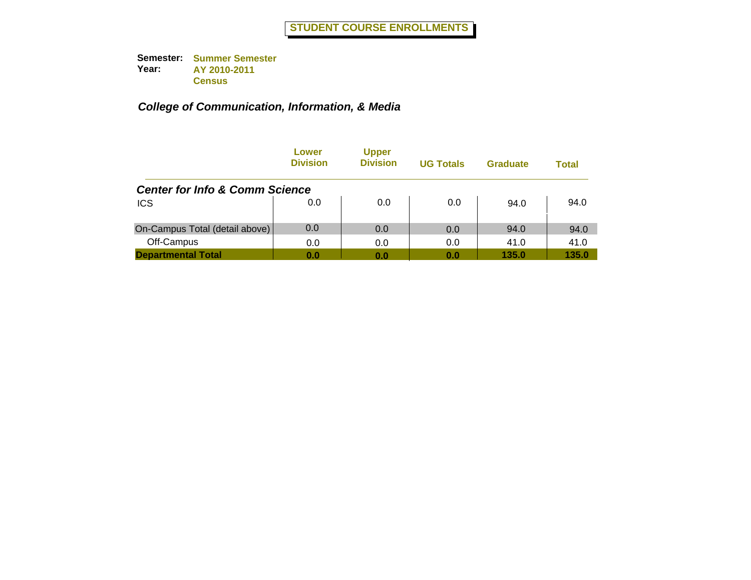# STUDENT COURSE ENROLLMENTS

**Semester:** Summer Semester
**Year:** AY 2010-2011
Census

## *College of Communication, Information, & Media*

| | Lower Division | Upper Division | UG Totals | Graduate | Total |
|---|---|---|---|---|---|
| ***Center for Info & Comm Science*** | | | | | |
| ICS | 0.0 | 0.0 | 0.0 | 94.0 | 94.0 |
| On-Campus Total (detail above) | 0.0 | 0.0 | 0.0 | 94.0 | 94.0 |
| Off-Campus | 0.0 | 0.0 | 0.0 | 41.0 | 41.0 |
| **Departmental Total** | **0.0** | **0.0** | **0.0** | **135.0** | **135.0** |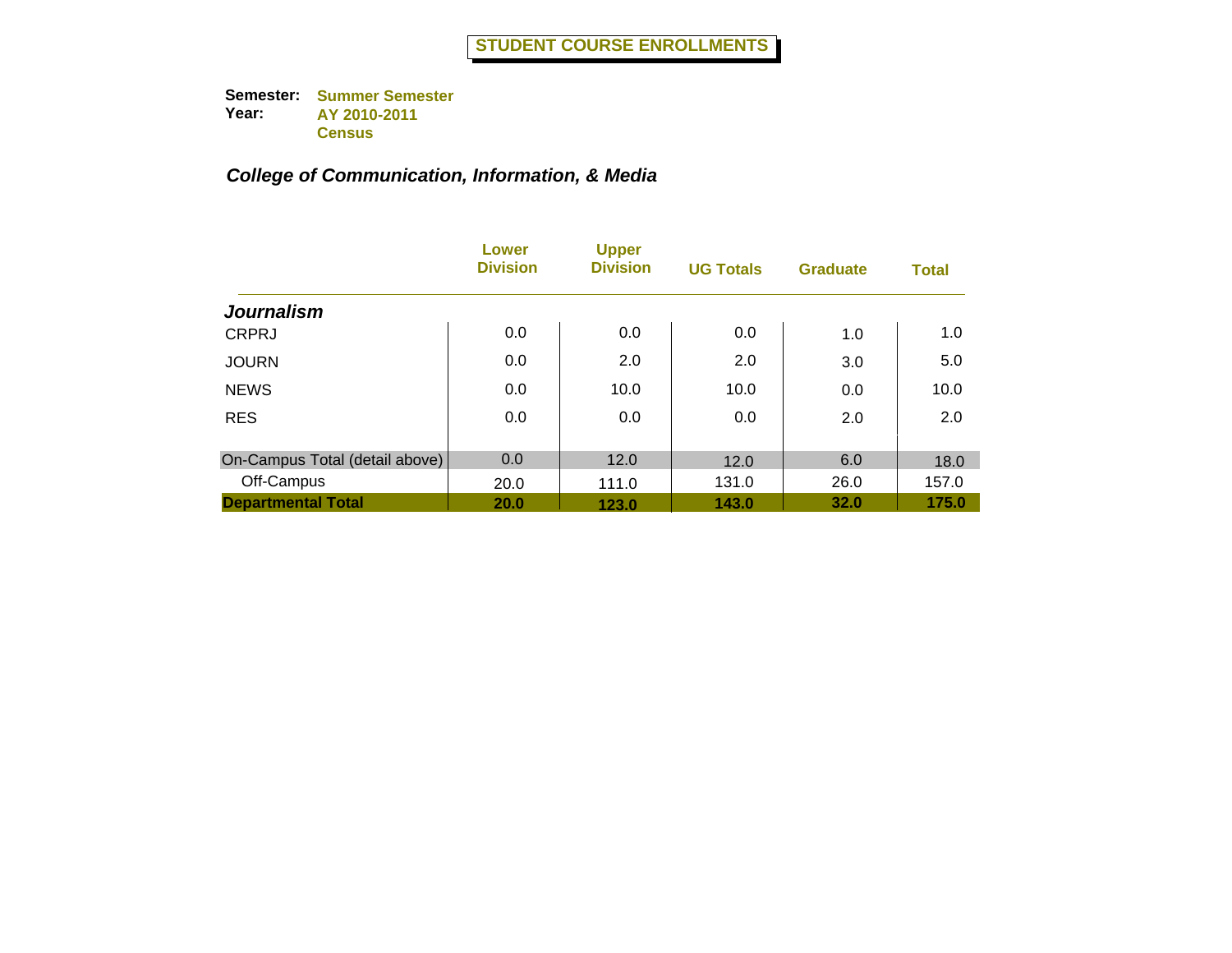# STUDENT COURSE ENROLLMENTS

**Semester:** Summer Semester
**Year:** AY 2010-2011
Census

## *College of Communication, Information, & Media*

| | Lower Division | Upper Division | UG Totals | Graduate | Total |
|---|---|---|---|---|---|
| ***Journalism*** | | | | | |
| CRPRJ | 0.0 | 0.0 | 0.0 | 1.0 | 1.0 |
| JOURN | 0.0 | 2.0 | 2.0 | 3.0 | 5.0 |
| NEWS | 0.0 | 10.0 | 10.0 | 0.0 | 10.0 |
| RES | 0.0 | 0.0 | 0.0 | 2.0 | 2.0 |
| On-Campus Total (detail above) | 0.0 | 12.0 | 12.0 | 6.0 | 18.0 |
| Off-Campus | 20.0 | 111.0 | 131.0 | 26.0 | 157.0 |
| **Departmental Total** | **20.0** | **123.0** | **143.0** | **32.0** | **175.0** |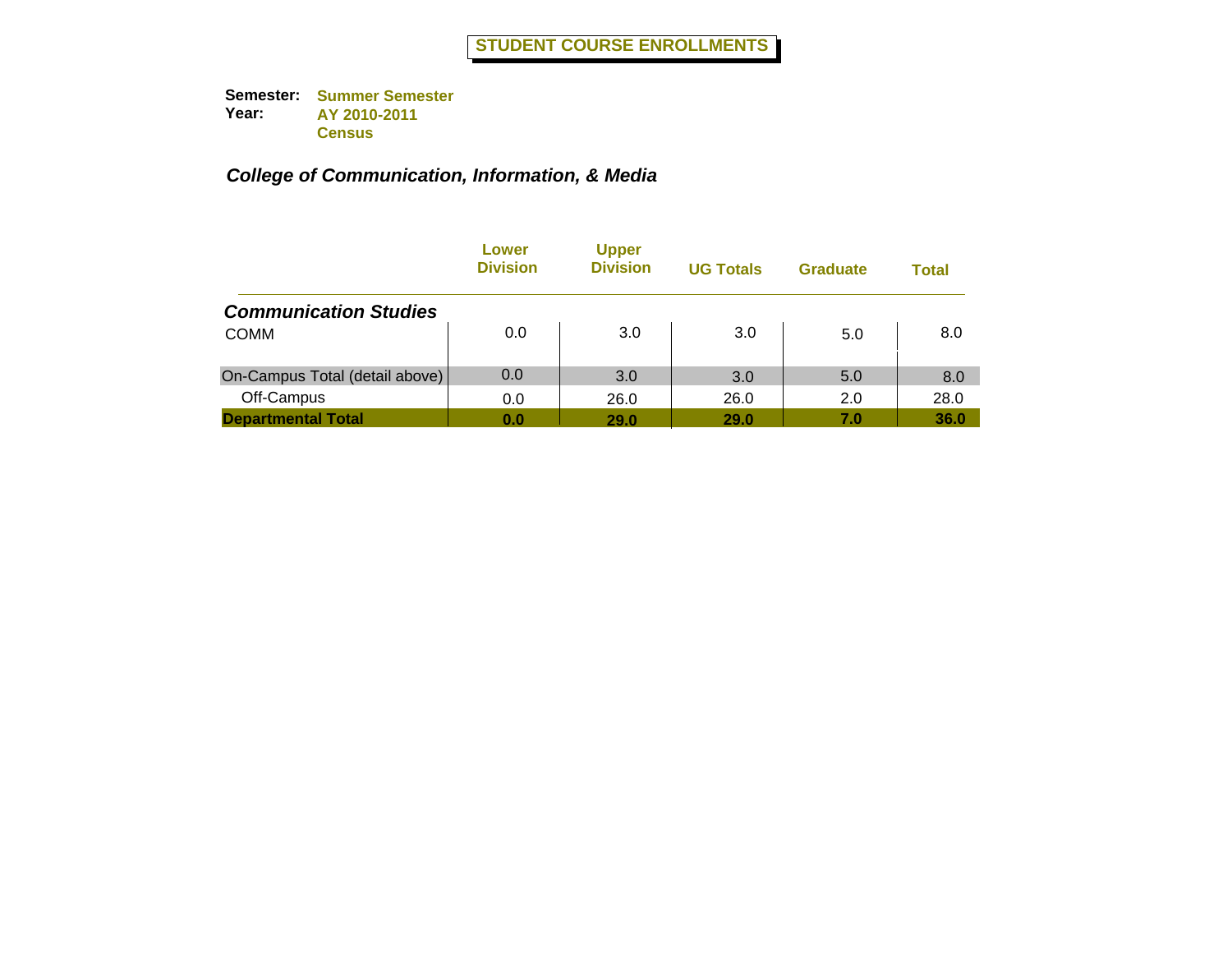# STUDENT COURSE ENROLLMENTS

**Semester:** Summer Semester
**Year:** AY 2010-2011
Census

## *College of Communication, Information, & Media*

| | Lower Division | Upper Division | UG Totals | Graduate | Total |
|---|---|---|---|---|---|
| ***Communication Studies*** | | | | | |
| COMM | 0.0 | 3.0 | 3.0 | 5.0 | 8.0 |
| On-Campus Total (detail above) | 0.0 | 3.0 | 3.0 | 5.0 | 8.0 |
| Off-Campus | 0.0 | 26.0 | 26.0 | 2.0 | 28.0 |
| **Departmental Total** | **0.0** | **29.0** | **29.0** | **7.0** | **36.0** |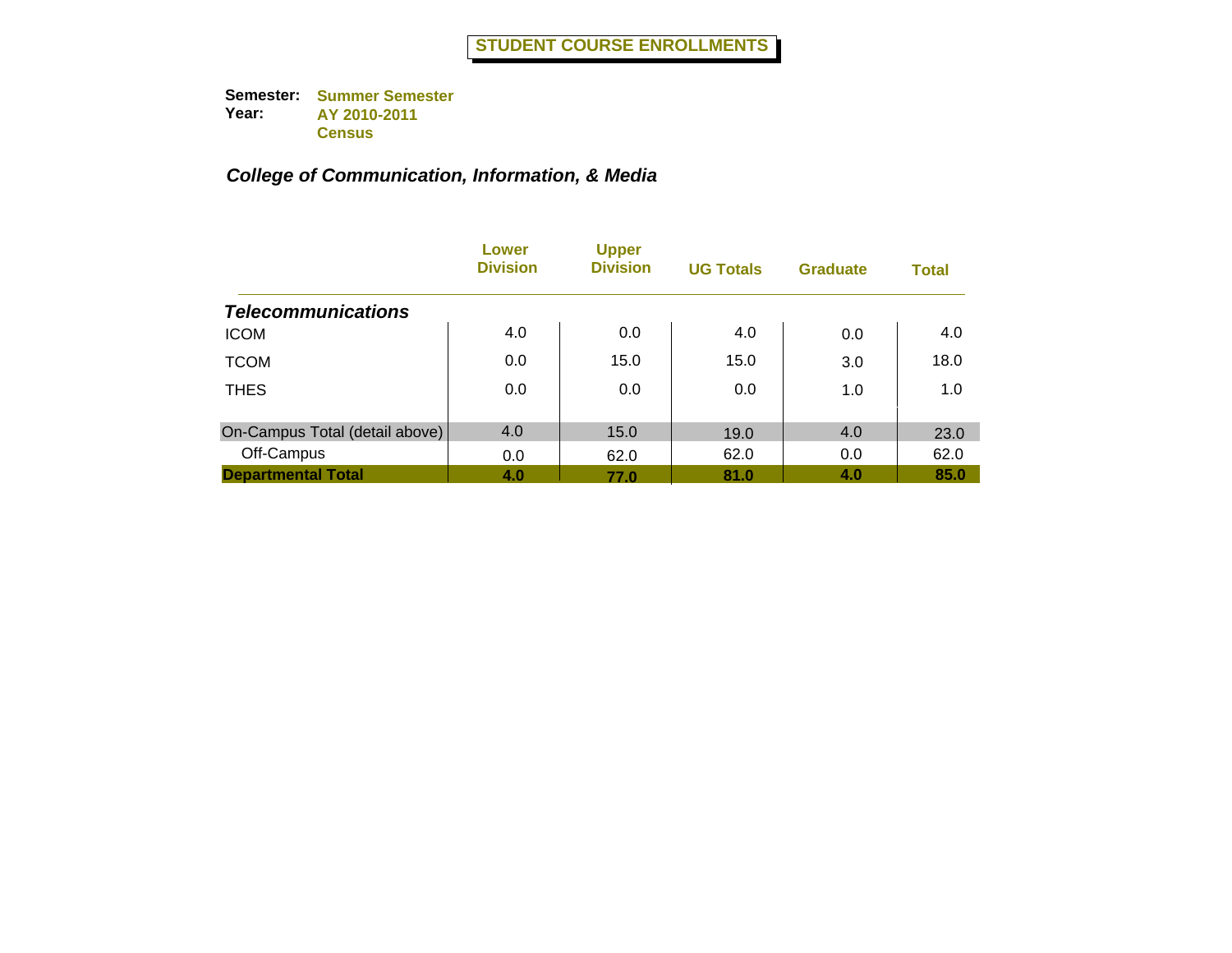# STUDENT COURSE ENROLLMENTS

**Semester:** Summer Semester
**Year:** AY 2010-2011
Census

## *College of Communication, Information, & Media*

| | Lower Division | Upper Division | UG Totals | Graduate | Total |
|---|---|---|---|---|---|
| ***Telecommunications*** | | | | | |
| ICOM | 4.0 | 0.0 | 4.0 | 0.0 | 4.0 |
| TCOM | 0.0 | 15.0 | 15.0 | 3.0 | 18.0 |
| THES | 0.0 | 0.0 | 0.0 | 1.0 | 1.0 |
| On-Campus Total (detail above) | 4.0 | 15.0 | 19.0 | 4.0 | 23.0 |
| Off-Campus | 0.0 | 62.0 | 62.0 | 0.0 | 62.0 |
| **Departmental Total** | **4.0** | **77.0** | **81.0** | **4.0** | **85.0** |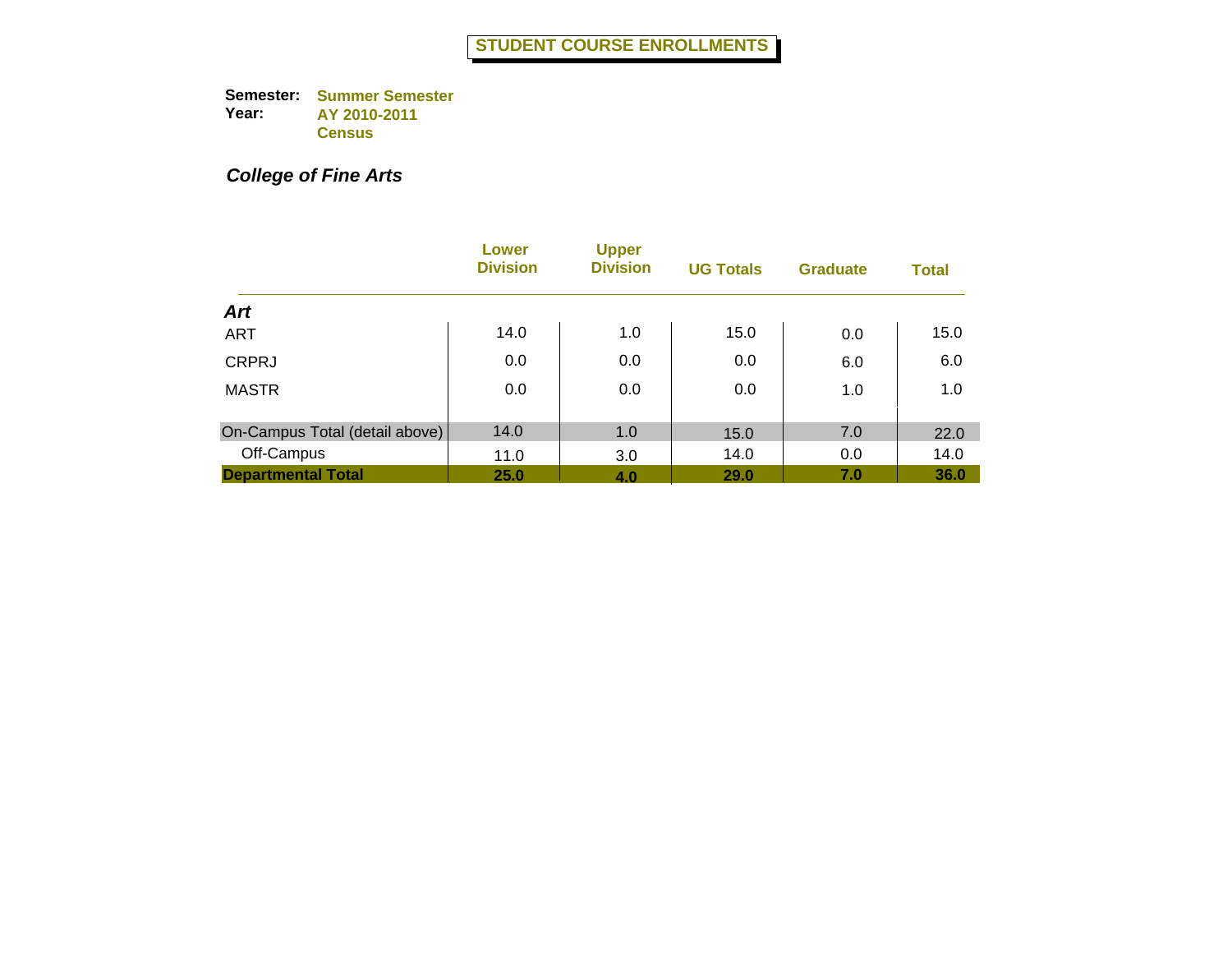# STUDENT COURSE ENROLLMENTS

**Semester:** Summer Semester
**Year:** AY 2010-2011
Census

## *College of Fine Arts*

| | Lower Division | Upper Division | UG Totals | Graduate | Total |
|---|---|---|---|---|---|
| ***Art*** | | | | | |
| ART | 14.0 | 1.0 | 15.0 | 0.0 | 15.0 |
| CRPRJ | 0.0 | 0.0 | 0.0 | 6.0 | 6.0 |
| MASTR | 0.0 | 0.0 | 0.0 | 1.0 | 1.0 |
| On-Campus Total (detail above) | 14.0 | 1.0 | 15.0 | 7.0 | 22.0 |
| Off-Campus | 11.0 | 3.0 | 14.0 | 0.0 | 14.0 |
| **Departmental Total** | **25.0** | **4.0** | **29.0** | **7.0** | **36.0** |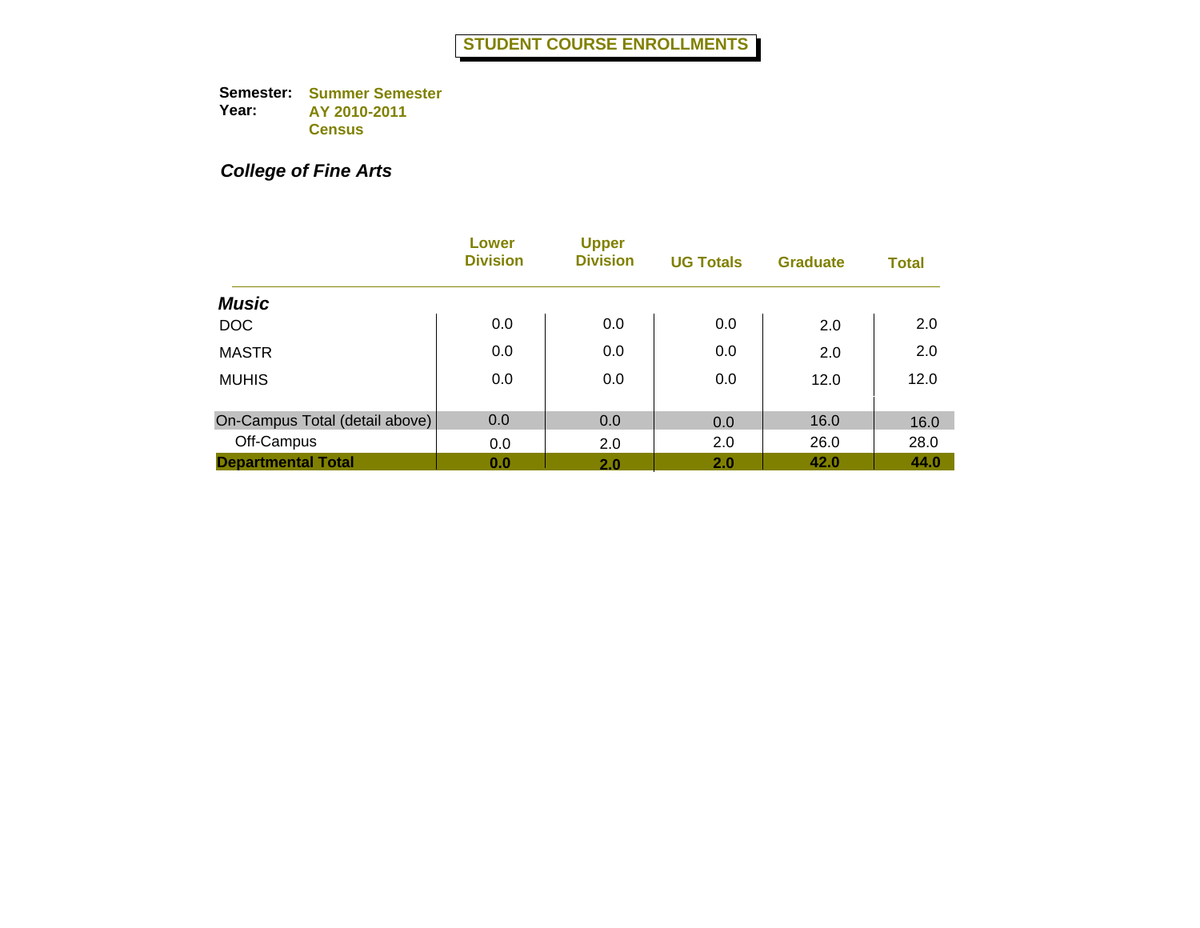# STUDENT COURSE ENROLLMENTS

**Semester:** Summer Semester
**Year:** AY 2010-2011
Census

## *College of Fine Arts*

| | Lower Division | Upper Division | UG Totals | Graduate | Total |
|---|---|---|---|---|---|
| ***Music*** | | | | | |
| DOC | 0.0 | 0.0 | 0.0 | 2.0 | 2.0 |
| MASTR | 0.0 | 0.0 | 0.0 | 2.0 | 2.0 |
| MUHIS | 0.0 | 0.0 | 0.0 | 12.0 | 12.0 |
| On-Campus Total (detail above) | 0.0 | 0.0 | 0.0 | 16.0 | 16.0 |
| Off-Campus | 0.0 | 2.0 | 2.0 | 26.0 | 28.0 |
| **Departmental Total** | **0.0** | **2.0** | **2.0** | **42.0** | **44.0** |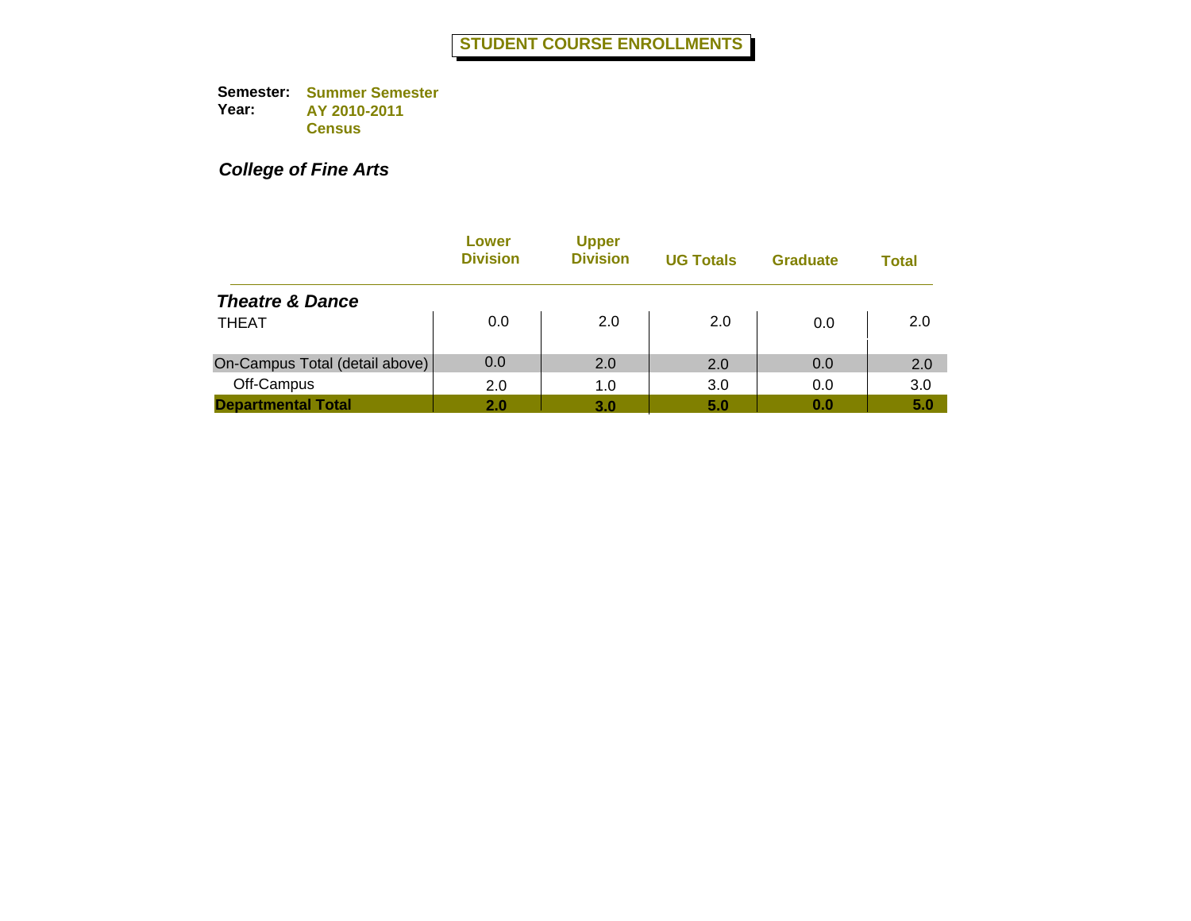# STUDENT COURSE ENROLLMENTS

**Semester:** Summer Semester
**Year:** AY 2010-2011
Census

## *College of Fine Arts*

| | Lower Division | Upper Division | UG Totals | Graduate | Total |
|---|---|---|---|---|---|
| ***Theatre & Dance*** | | | | | |
| THEAT | 0.0 | 2.0 | 2.0 | 0.0 | 2.0 |
| On-Campus Total (detail above) | 0.0 | 2.0 | 2.0 | 0.0 | 2.0 |
| Off-Campus | 2.0 | 1.0 | 3.0 | 0.0 | 3.0 |
| **Departmental Total** | **2.0** | **3.0** | **5.0** | **0.0** | **5.0** |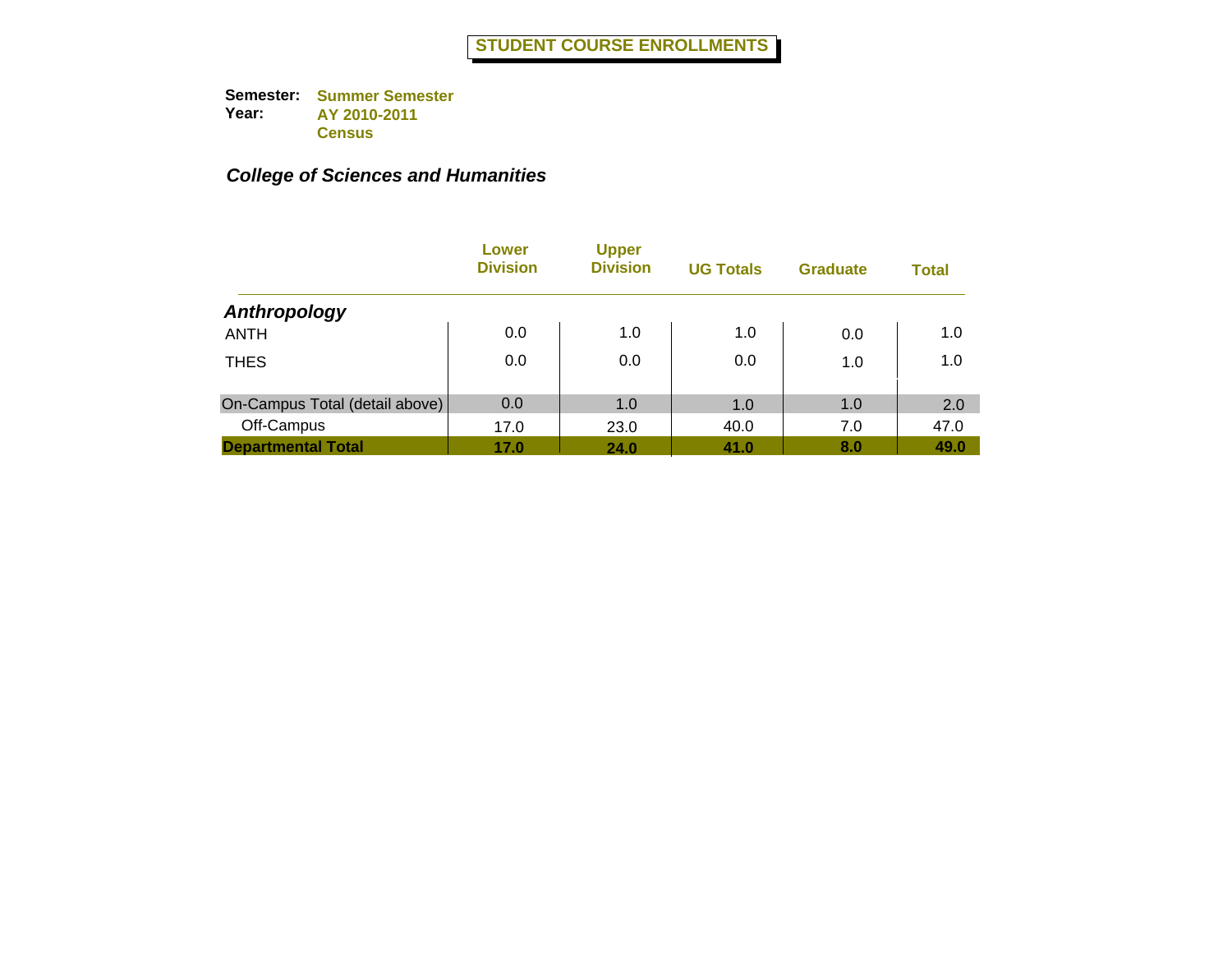# STUDENT COURSE ENROLLMENTS

**Semester:** **Summer Semester**
**Year:** **AY 2010-2011**
**Census**

***College of Sciences and Humanities***

| | Lower Division | Upper Division | UG Totals | Graduate | Total |
|---|---|---|---|---|---|
| ***Anthropology*** | | | | | |
| ANTH | 0.0 | 1.0 | 1.0 | 0.0 | 1.0 |
| THES | 0.0 | 0.0 | 0.0 | 1.0 | 1.0 |
| On-Campus Total (detail above) | 0.0 | 1.0 | 1.0 | 1.0 | 2.0 |
| Off-Campus | 17.0 | 23.0 | 40.0 | 7.0 | 47.0 |
| **Departmental Total** | **17.0** | **24.0** | **41.0** | **8.0** | **49.0** |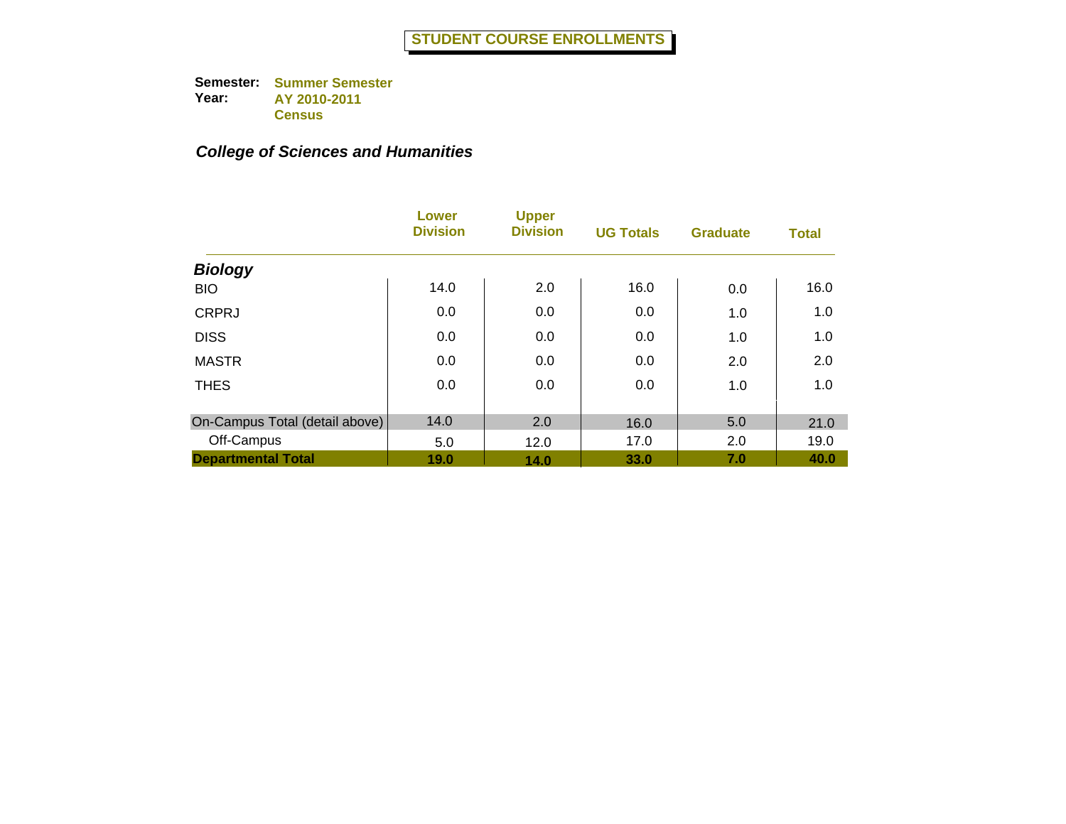# STUDENT COURSE ENROLLMENTS

**Semester:** Summer Semester
**Year:** AY 2010-2011
Census

## *College of Sciences and Humanities*

| | Lower Division | Upper Division | UG Totals | Graduate | Total |
|---|---|---|---|---|---|
| ***Biology*** | | | | | |
| BIO | 14.0 | 2.0 | 16.0 | 0.0 | 16.0 |
| CRPRJ | 0.0 | 0.0 | 0.0 | 1.0 | 1.0 |
| DISS | 0.0 | 0.0 | 0.0 | 1.0 | 1.0 |
| MASTR | 0.0 | 0.0 | 0.0 | 2.0 | 2.0 |
| THES | 0.0 | 0.0 | 0.0 | 1.0 | 1.0 |
| On-Campus Total (detail above) | 14.0 | 2.0 | 16.0 | 5.0 | 21.0 |
| Off-Campus | 5.0 | 12.0 | 17.0 | 2.0 | 19.0 |
| **Departmental Total** | **19.0** | **14.0** | **33.0** | **7.0** | **40.0** |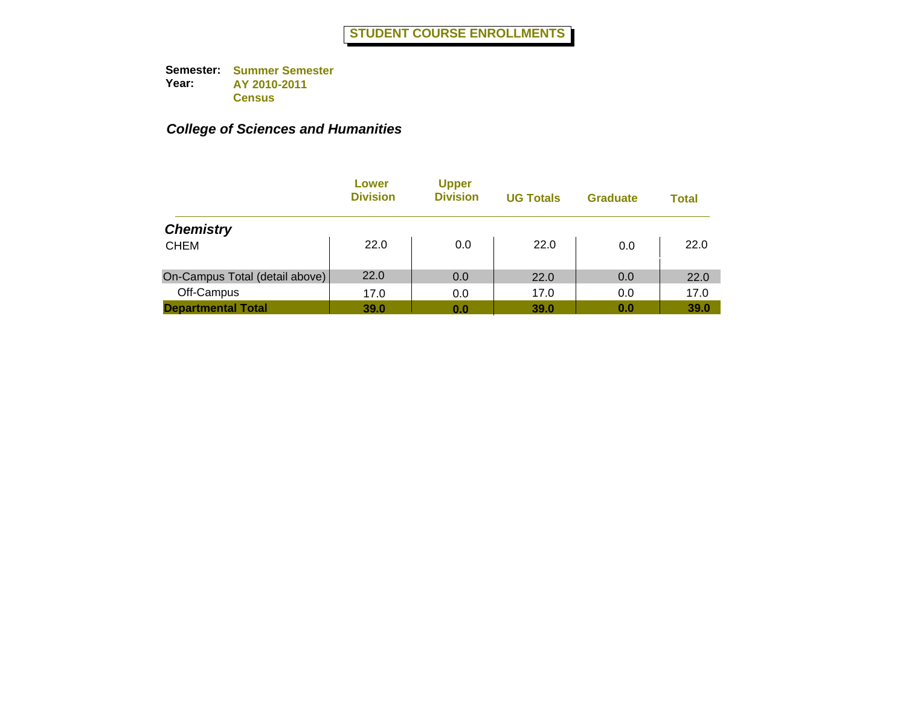# STUDENT COURSE ENROLLMENTS

**Semester:** Summer Semester
**Year:** AY 2010-2011
Census

***College of Sciences and Humanities***

| | Lower Division | Upper Division | UG Totals | Graduate | Total |
|---|---|---|---|---|---|
| ***Chemistry*** | | | | | |
| CHEM | 22.0 | 0.0 | 22.0 | 0.0 | 22.0 |
| On-Campus Total (detail above) | 22.0 | 0.0 | 22.0 | 0.0 | 22.0 |
| Off-Campus | 17.0 | 0.0 | 17.0 | 0.0 | 17.0 |
| **Departmental Total** | **39.0** | **0.0** | **39.0** | **0.0** | **39.0** |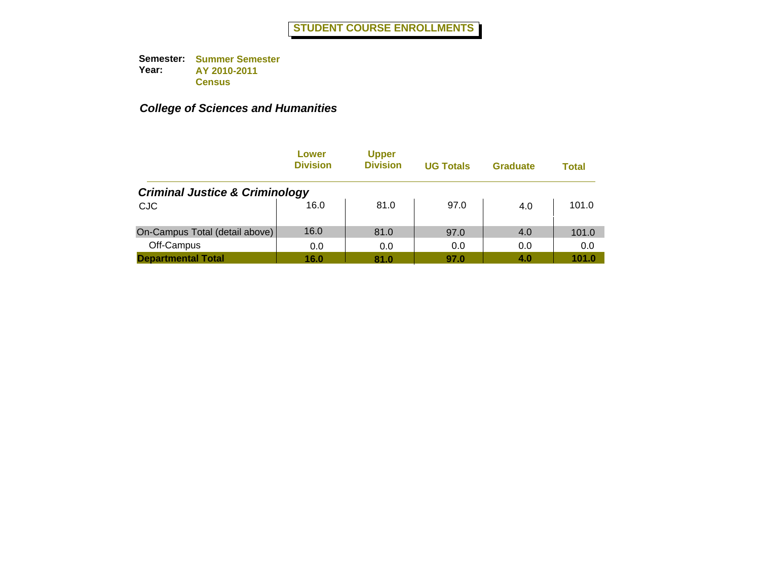# STUDENT COURSE ENROLLMENTS

**Semester:** **Summer Semester**
**Year:** **AY 2010-2011**
**Census**

***College of Sciences and Humanities***

| | Lower Division | Upper Division | UG Totals | Graduate | Total |
|---|---|---|---|---|---|
| ***Criminal Justice & Criminology*** | | | | | |
| CJC | 16.0 | 81.0 | 97.0 | 4.0 | 101.0 |
| On-Campus Total (detail above) | 16.0 | 81.0 | 97.0 | 4.0 | 101.0 |
| Off-Campus | 0.0 | 0.0 | 0.0 | 0.0 | 0.0 |
| **Departmental Total** | **16.0** | **81.0** | **97.0** | **4.0** | **101.0** |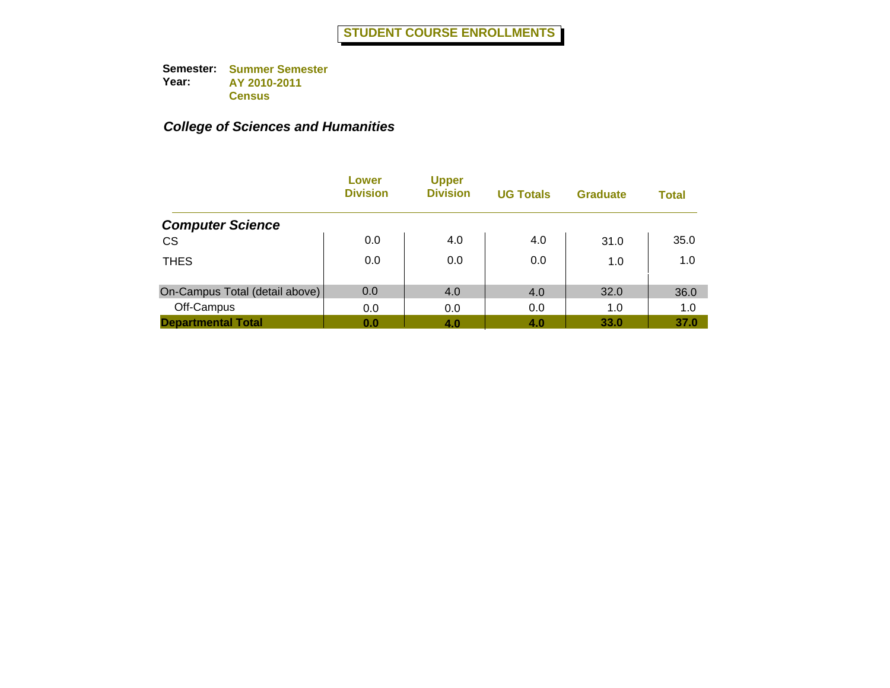# STUDENT COURSE ENROLLMENTS

**Semester:** Summer Semester
**Year:** AY 2010-2011
Census

## *College of Sciences and Humanities*

| | Lower Division | Upper Division | UG Totals | Graduate | Total |
|---|---|---|---|---|---|
| ***Computer Science*** | | | | | |
| CS | 0.0 | 4.0 | 4.0 | 31.0 | 35.0 |
| THES | 0.0 | 0.0 | 0.0 | 1.0 | 1.0 |
| On-Campus Total (detail above) | 0.0 | 4.0 | 4.0 | 32.0 | 36.0 |
| Off-Campus | 0.0 | 0.0 | 0.0 | 1.0 | 1.0 |
| **Departmental Total** | **0.0** | **4.0** | **4.0** | **33.0** | **37.0** |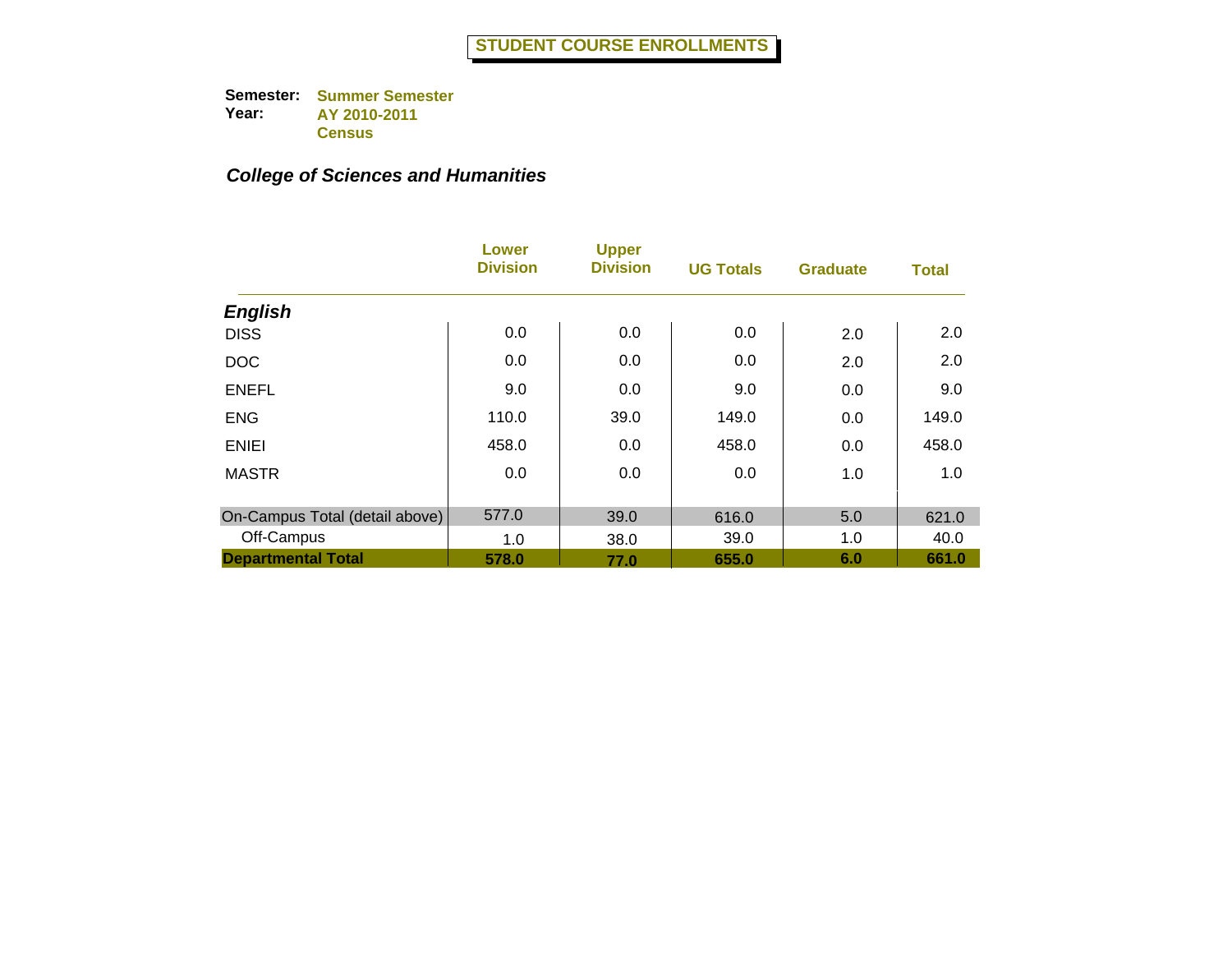# STUDENT COURSE ENROLLMENTS

**Semester:** Summer Semester
**Year:** AY 2010-2011
Census

***College of Sciences and Humanities***

| | Lower Division | Upper Division | UG Totals | Graduate | Total |
|---|---|---|---|---|---|
| ***English*** | | | | | |
| DISS | 0.0 | 0.0 | 0.0 | 2.0 | 2.0 |
| DOC | 0.0 | 0.0 | 0.0 | 2.0 | 2.0 |
| ENEFL | 9.0 | 0.0 | 9.0 | 0.0 | 9.0 |
| ENG | 110.0 | 39.0 | 149.0 | 0.0 | 149.0 |
| ENIEI | 458.0 | 0.0 | 458.0 | 0.0 | 458.0 |
| MASTR | 0.0 | 0.0 | 0.0 | 1.0 | 1.0 |
| On-Campus Total (detail above) | 577.0 | 39.0 | 616.0 | 5.0 | 621.0 |
| Off-Campus | 1.0 | 38.0 | 39.0 | 1.0 | 40.0 |
| **Departmental Total** | **578.0** | **77.0** | **655.0** | **6.0** | **661.0** |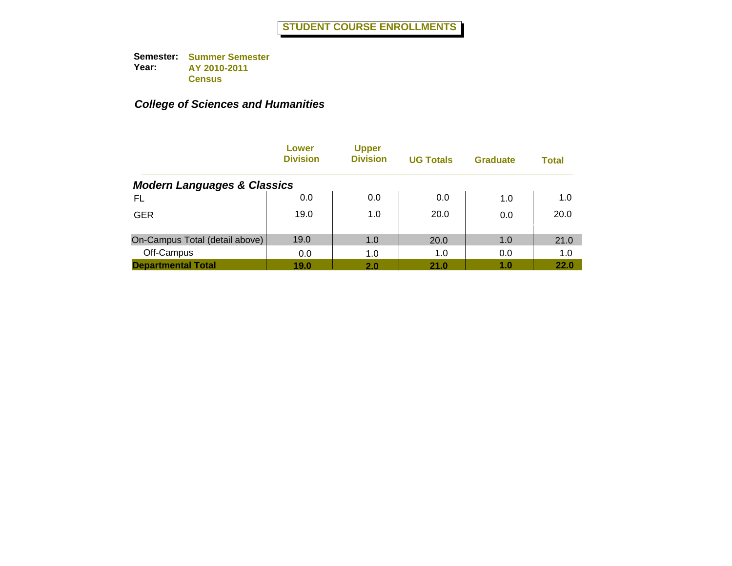# STUDENT COURSE ENROLLMENTS

**Semester:** Summer Semester
**Year:** AY 2010-2011
Census

## *College of Sciences and Humanities*

| | Lower Division | Upper Division | UG Totals | Graduate | Total |
|---|---|---|---|---|---|
| ***Modern Languages & Classics*** | | | | | |
| FL | 0.0 | 0.0 | 0.0 | 1.0 | 1.0 |
| GER | 19.0 | 1.0 | 20.0 | 0.0 | 20.0 |
| On-Campus Total (detail above) | 19.0 | 1.0 | 20.0 | 1.0 | 21.0 |
| Off-Campus | 0.0 | 1.0 | 1.0 | 0.0 | 1.0 |
| **Departmental Total** | **19.0** | **2.0** | **21.0** | **1.0** | **22.0** |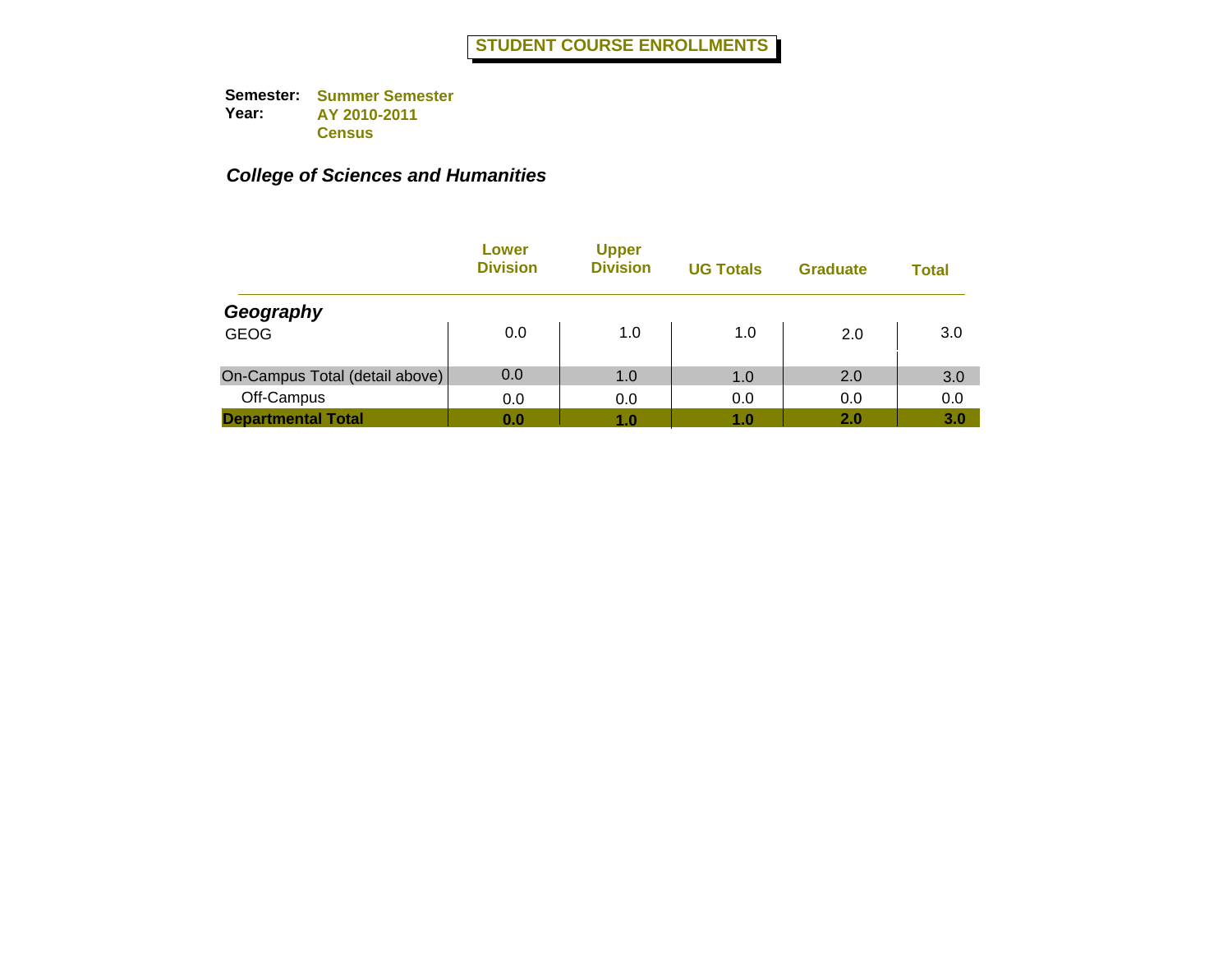# STUDENT COURSE ENROLLMENTS

**Semester:** Summer Semester
**Year:** AY 2010-2011
Census

***College of Sciences and Humanities***

| | Lower Division | Upper Division | UG Totals | Graduate | Total |
|---|---|---|---|---|---|
| ***Geography*** | | | | | |
| GEOG | 0.0 | 1.0 | 1.0 | 2.0 | 3.0 |
| On-Campus Total (detail above) | 0.0 | 1.0 | 1.0 | 2.0 | 3.0 |
| Off-Campus | 0.0 | 0.0 | 0.0 | 0.0 | 0.0 |
| **Departmental Total** | **0.0** | **1.0** | **1.0** | **2.0** | **3.0** |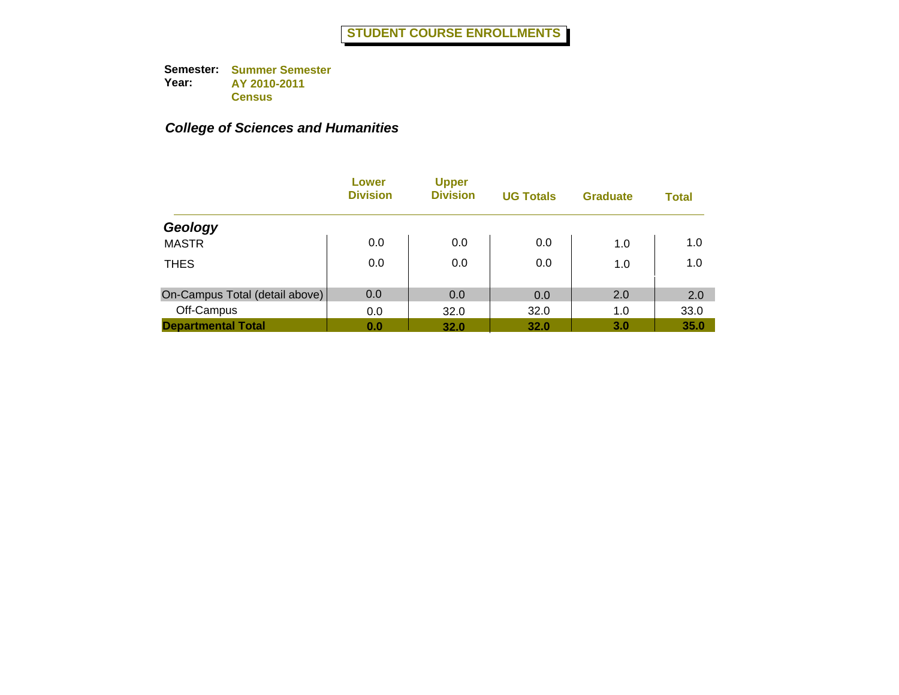# STUDENT COURSE ENROLLMENTS

**Semester:** Summer Semester
**Year:** AY 2010-2011
Census

## *College of Sciences and Humanities*

| | Lower Division | Upper Division | UG Totals | Graduate | Total |
|---|---|---|---|---|---|
| ***Geology*** | | | | | |
| MASTR | 0.0 | 0.0 | 0.0 | 1.0 | 1.0 |
| THES | 0.0 | 0.0 | 0.0 | 1.0 | 1.0 |
| On-Campus Total (detail above) | 0.0 | 0.0 | 0.0 | 2.0 | 2.0 |
| Off-Campus | 0.0 | 32.0 | 32.0 | 1.0 | 33.0 |
| **Departmental Total** | **0.0** | **32.0** | **32.0** | **3.0** | **35.0** |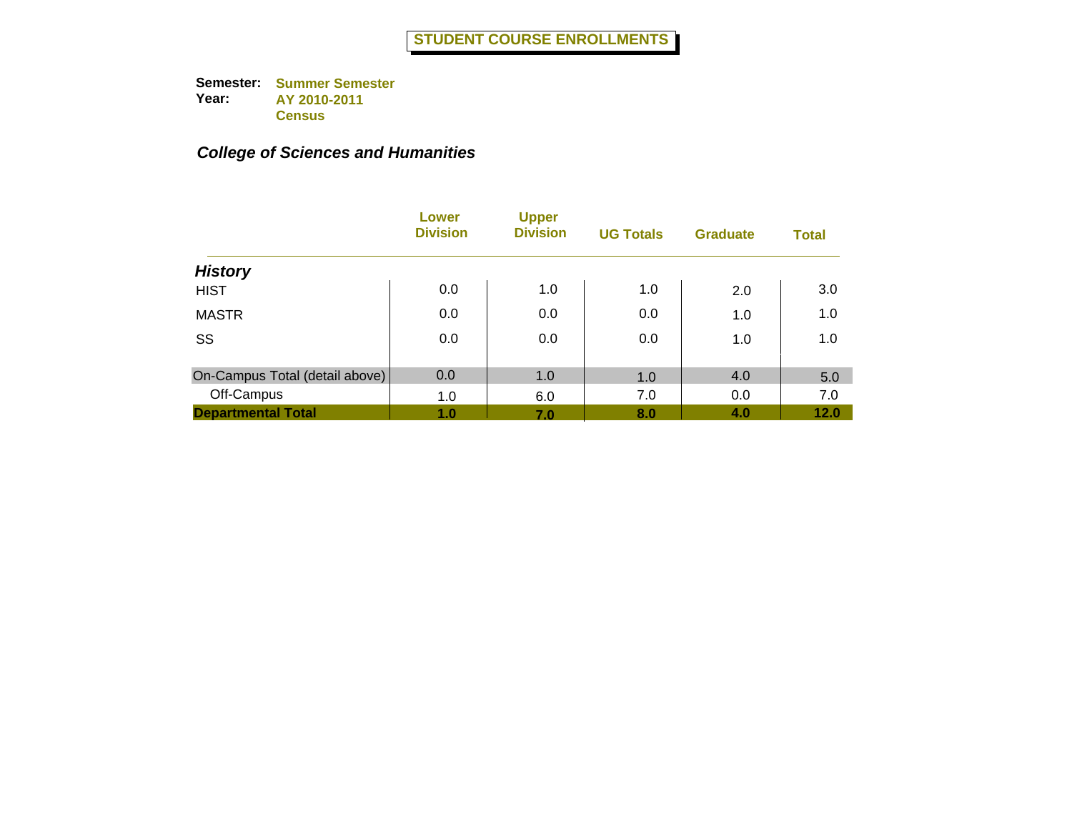# STUDENT COURSE ENROLLMENTS

**Semester:** Summer Semester
**Year:** AY 2010-2011
Census

## *College of Sciences and Humanities*

| | Lower Division | Upper Division | UG Totals | Graduate | Total |
|---|---|---|---|---|---|
| ***History*** | | | | | |
| HIST | 0.0 | 1.0 | 1.0 | 2.0 | 3.0 |
| MASTR | 0.0 | 0.0 | 0.0 | 1.0 | 1.0 |
| SS | 0.0 | 0.0 | 0.0 | 1.0 | 1.0 |
| On-Campus Total (detail above) | 0.0 | 1.0 | 1.0 | 4.0 | 5.0 |
| Off-Campus | 1.0 | 6.0 | 7.0 | 0.0 | 7.0 |
| **Departmental Total** | **1.0** | **7.0** | **8.0** | **4.0** | **12.0** |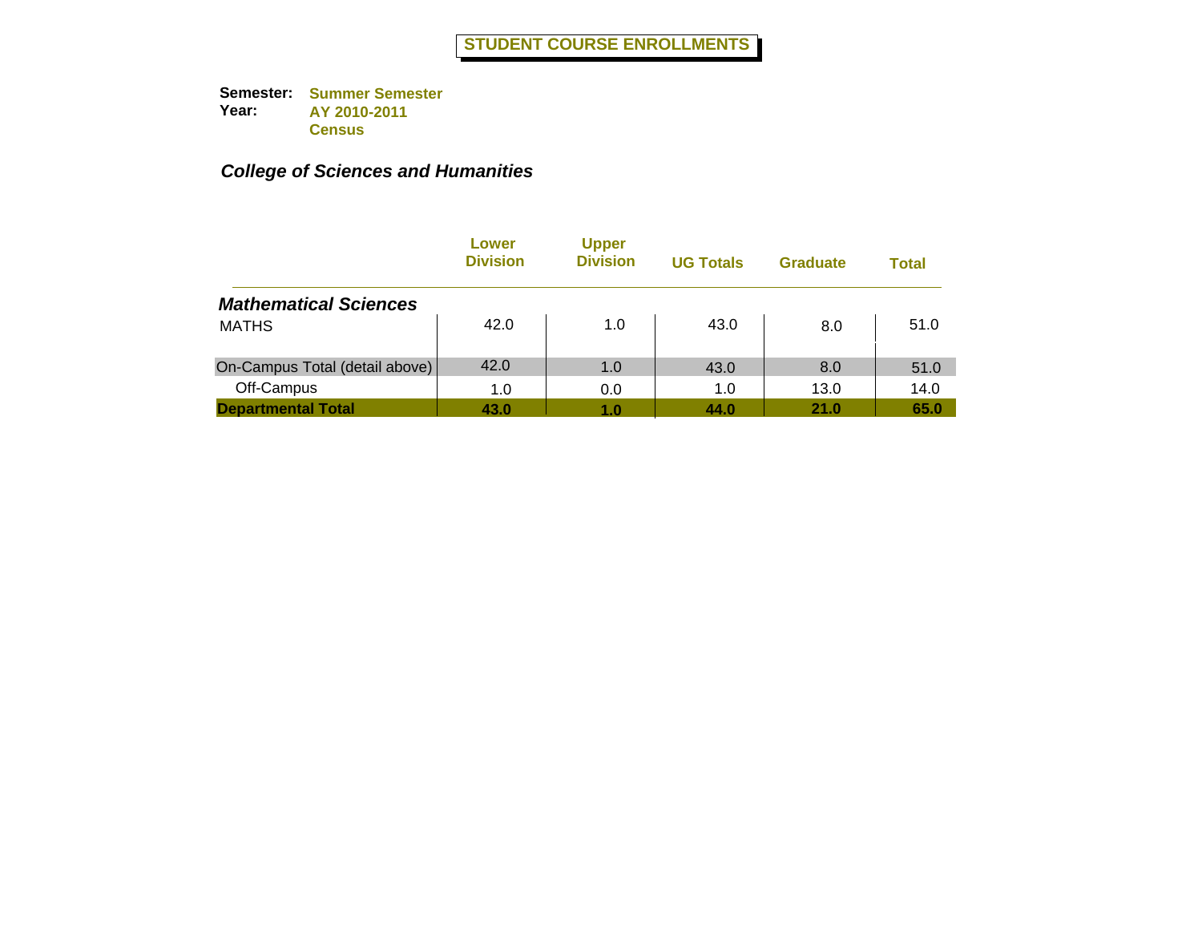# STUDENT COURSE ENROLLMENTS

**Semester:** **Summer Semester**
**Year:** **AY 2010-2011**
**Census**

## *College of Sciences and Humanities*

| | Lower Division | Upper Division | UG Totals | Graduate | Total |
|---|---|---|---|---|---|
| ***Mathematical Sciences*** | | | | | |
| MATHS | 42.0 | 1.0 | 43.0 | 8.0 | 51.0 |
| On-Campus Total (detail above) | 42.0 | 1.0 | 43.0 | 8.0 | 51.0 |
| Off-Campus | 1.0 | 0.0 | 1.0 | 13.0 | 14.0 |
| **Departmental Total** | **43.0** | **1.0** | **44.0** | **21.0** | **65.0** |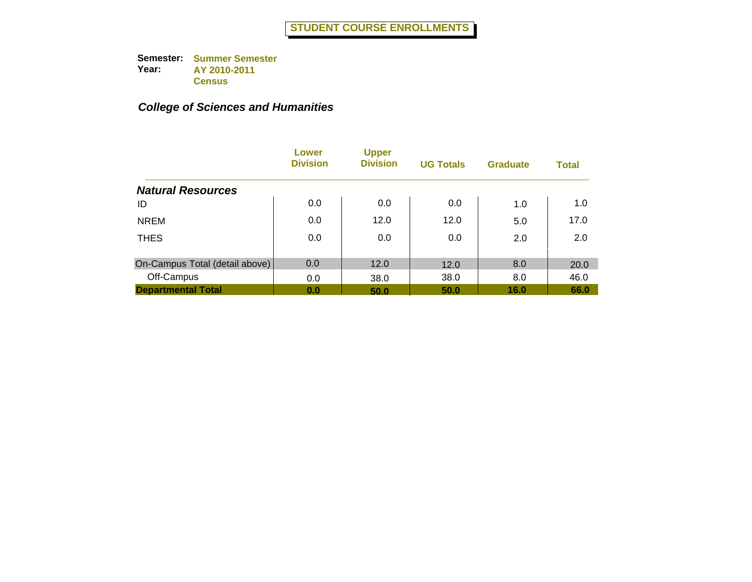# STUDENT COURSE ENROLLMENTS

**Semester:** Summer Semester
**Year:** AY 2010-2011
Census

## *College of Sciences and Humanities*

| | Lower Division | Upper Division | UG Totals | Graduate | Total |
|---|---|---|---|---|---|
| ***Natural Resources*** | | | | | |
| ID | 0.0 | 0.0 | 0.0 | 1.0 | 1.0 |
| NREM | 0.0 | 12.0 | 12.0 | 5.0 | 17.0 |
| THES | 0.0 | 0.0 | 0.0 | 2.0 | 2.0 |
| On-Campus Total (detail above) | 0.0 | 12.0 | 12.0 | 8.0 | 20.0 |
| Off-Campus | 0.0 | 38.0 | 38.0 | 8.0 | 46.0 |
| **Departmental Total** | **0.0** | **50.0** | **50.0** | **16.0** | **66.0** |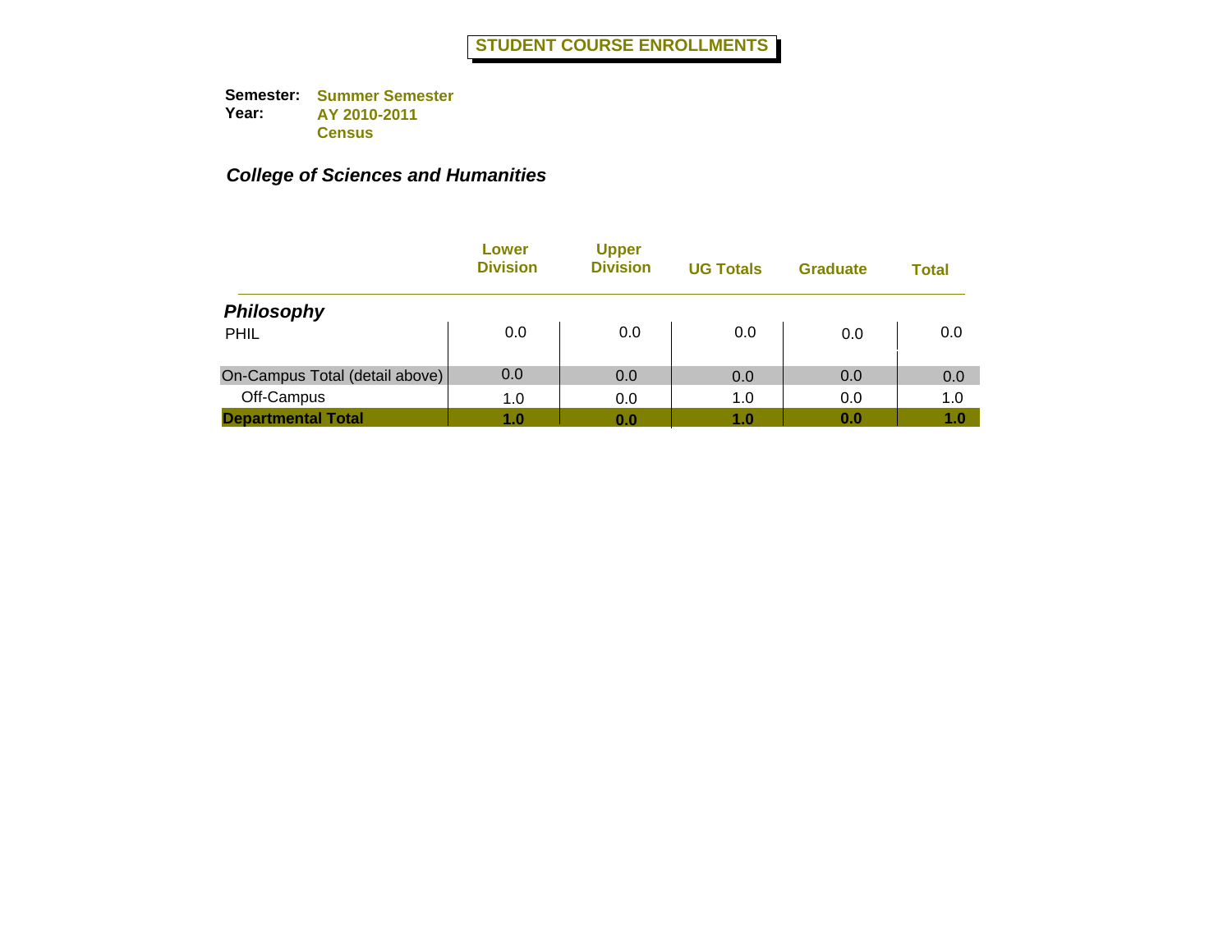# STUDENT COURSE ENROLLMENTS

**Semester:** Summer Semester
**Year:** AY 2010-2011
Census

## *College of Sciences and Humanities*

| | Lower Division | Upper Division | UG Totals | Graduate | Total |
|---|---|---|---|---|---|
| ***Philosophy*** | | | | | |
| PHIL | 0.0 | 0.0 | 0.0 | 0.0 | 0.0 |
| On-Campus Total (detail above) | 0.0 | 0.0 | 0.0 | 0.0 | 0.0 |
| Off-Campus | 1.0 | 0.0 | 1.0 | 0.0 | 1.0 |
| **Departmental Total** | **1.0** | **0.0** | **1.0** | **0.0** | **1.0** |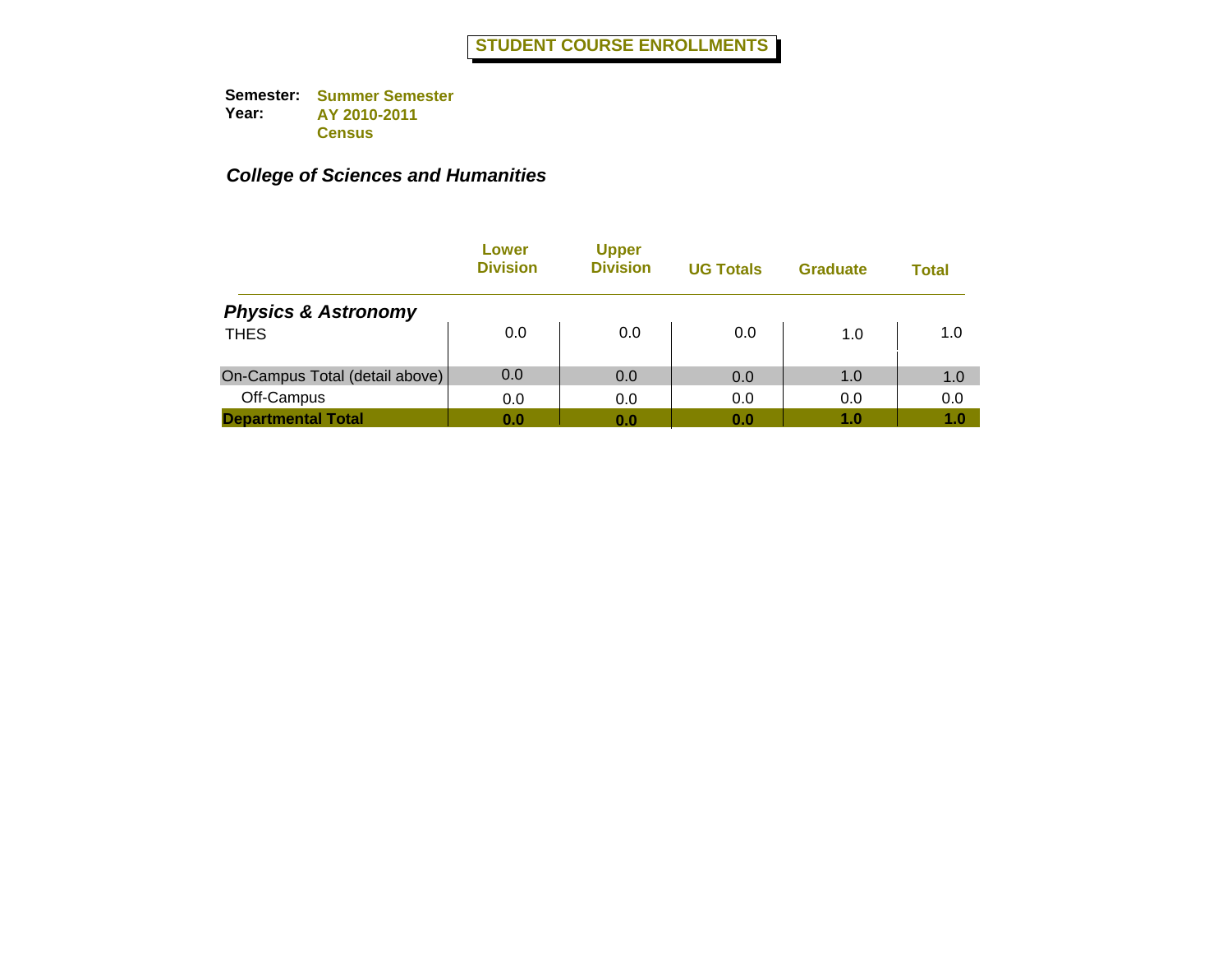# STUDENT COURSE ENROLLMENTS

**Semester:** Summer Semester
**Year:** AY 2010-2011
Census

## *College of Sciences and Humanities*

| | Lower Division | Upper Division | UG Totals | Graduate | Total |
|---|---|---|---|---|---|
| ***Physics & Astronomy*** | | | | | |
| THES | 0.0 | 0.0 | 0.0 | 1.0 | 1.0 |
| On-Campus Total (detail above) | 0.0 | 0.0 | 0.0 | 1.0 | 1.0 |
| Off-Campus | 0.0 | 0.0 | 0.0 | 0.0 | 0.0 |
| **Departmental Total** | **0.0** | **0.0** | **0.0** | **1.0** | **1.0** |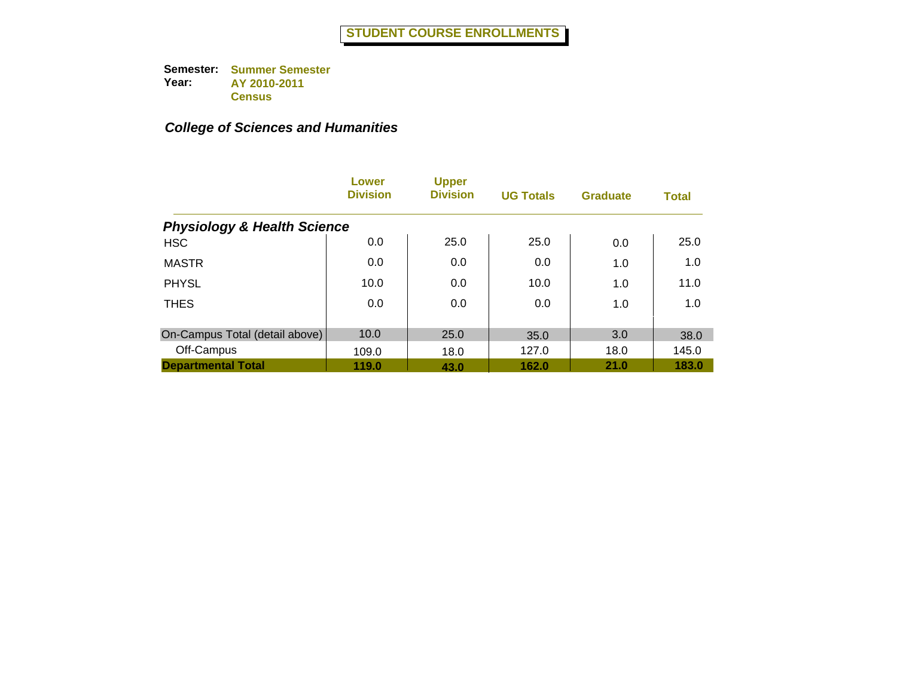# STUDENT COURSE ENROLLMENTS

**Semester:** Summer Semester
**Year:** AY 2010-2011
Census

***College of Sciences and Humanities***

| | Lower Division | Upper Division | UG Totals | Graduate | Total |
|---|---|---|---|---|---|
| ***Physiology & Health Science*** | | | | | |
| HSC | 0.0 | 25.0 | 25.0 | 0.0 | 25.0 |
| MASTR | 0.0 | 0.0 | 0.0 | 1.0 | 1.0 |
| PHYSL | 10.0 | 0.0 | 10.0 | 1.0 | 11.0 |
| THES | 0.0 | 0.0 | 0.0 | 1.0 | 1.0 |
| On-Campus Total (detail above) | 10.0 | 25.0 | 35.0 | 3.0 | 38.0 |
| Off-Campus | 109.0 | 18.0 | 127.0 | 18.0 | 145.0 |
| **Departmental Total** | **119.0** | **43.0** | **162.0** | **21.0** | **183.0** |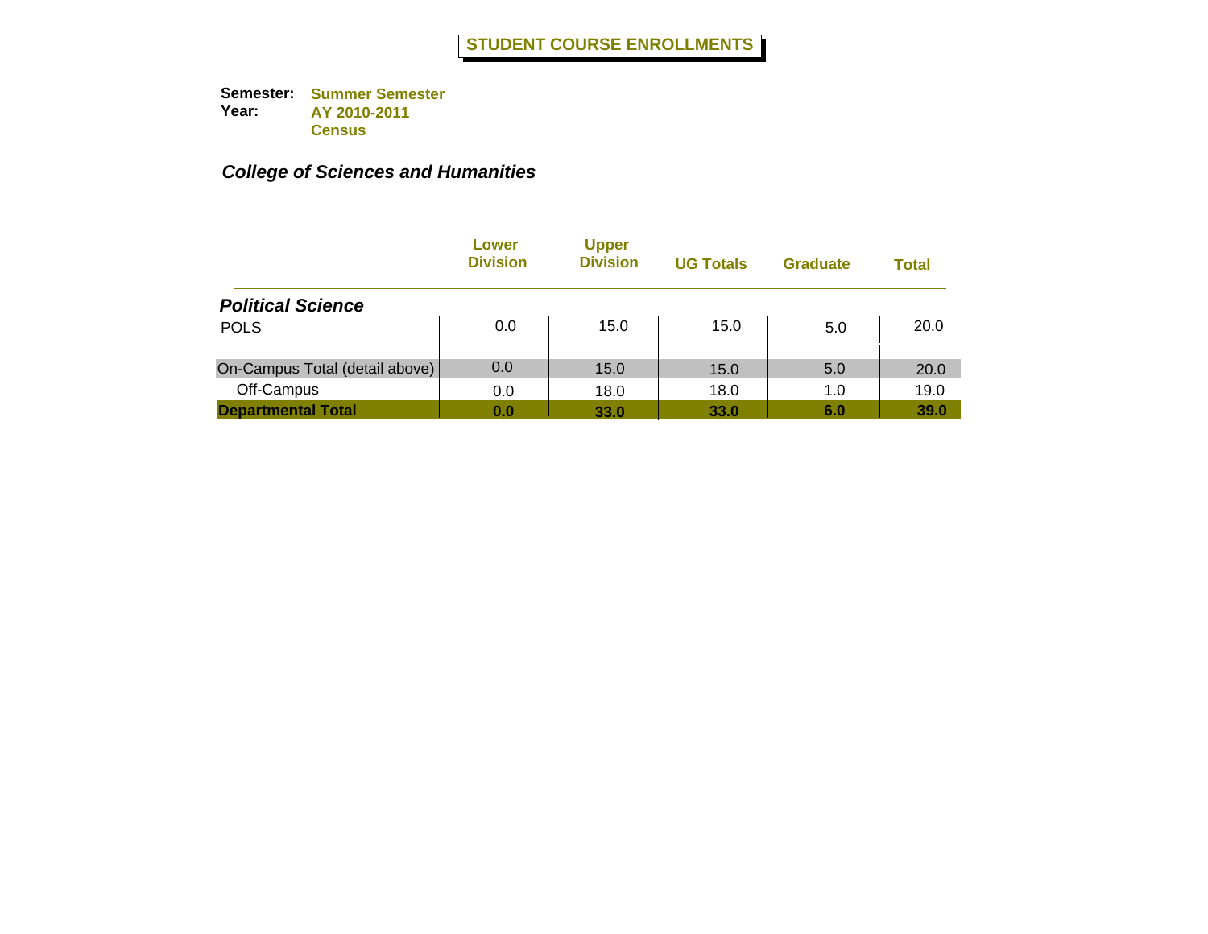# STUDENT COURSE ENROLLMENTS

**Semester:** **Summer Semester**
**Year:** **AY 2010-2011**
**Census**

### *College of Sciences and Humanities*

| | Lower Division | Upper Division | UG Totals | Graduate | Total |
|---|---|---|---|---|---|
| ***Political Science*** | | | | | |
| POLS | 0.0 | 15.0 | 15.0 | 5.0 | 20.0 |
| On-Campus Total (detail above) | 0.0 | 15.0 | 15.0 | 5.0 | 20.0 |
| Off-Campus | 0.0 | 18.0 | 18.0 | 1.0 | 19.0 |
| **Departmental Total** | **0.0** | **33.0** | **33.0** | **6.0** | **39.0** |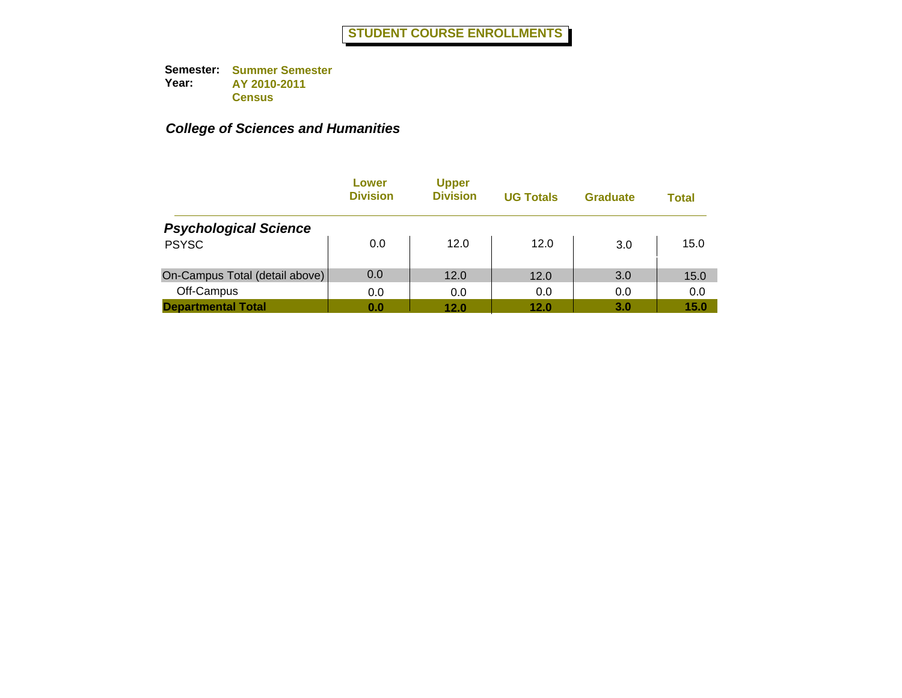# STUDENT COURSE ENROLLMENTS

**Semester:** Summer Semester
**Year:** AY 2010-2011
Census

## *College of Sciences and Humanities*

| | Lower Division | Upper Division | UG Totals | Graduate | Total |
|---|---|---|---|---|---|
| ***Psychological Science*** | | | | | |
| PSYSC | 0.0 | 12.0 | 12.0 | 3.0 | 15.0 |
| On-Campus Total (detail above) | 0.0 | 12.0 | 12.0 | 3.0 | 15.0 |
| Off-Campus | 0.0 | 0.0 | 0.0 | 0.0 | 0.0 |
| **Departmental Total** | **0.0** | **12.0** | **12.0** | **3.0** | **15.0** |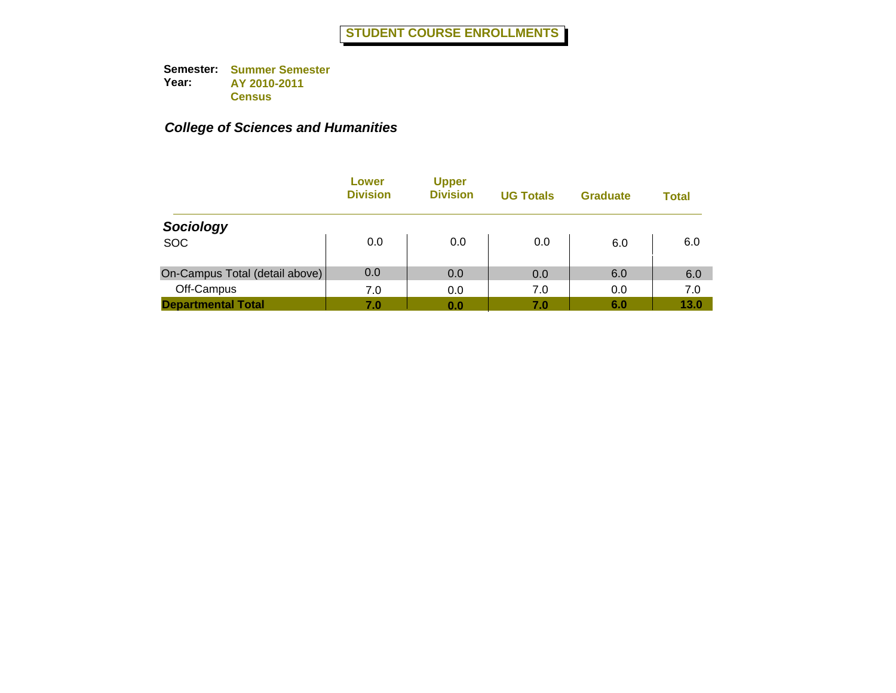# STUDENT COURSE ENLLMENTS

**Semester:** Summer Semester
**Year:** AY 2010-2011
Census

## *College of Sciences and Humanities*

| | Lower Division | Upper Division | UG Totals | Graduate | Total |
|---|---|---|---|---|---|
| ***Sociology*** | | | | | |
| SOC | 0.0 | 0.0 | 0.0 | 6.0 | 6.0 |
| On-Campus Total (detail above) | 0.0 | 0.0 | 0.0 | 6.0 | 6.0 |
| Off-Campus | 7.0 | 0.0 | 7.0 | 0.0 | 7.0 |
| **Departmental Total** | **7.0** | **0.0** | **7.0** | **6.0** | **13.0** |

# STUDENT COURSE ENROLLMENTS

**Semester:** Summer Semester
**Year:** AY 2010-2011
Census

## *College of Sciences and Humanities*

| | Lower Division | Upper Division | UG Totals | Graduate | Total |
|---|---|---|---|---|---|
| ***Sociology*** | | | | | |
| SOC | 0.0 | 0.0 | 0.0 | 6.0 | 6.0 |
| On-Campus Total (detail above) | 0.0 | 0.0 | 0.0 | 6.0 | 6.0 |
| Off-Campus | 7.0 | 0.0 | 7.0 | 0.0 | 7.0 |
| **Departmental Total** | **7.0** | **0.0** | **7.0** | **6.0** | **13.0** |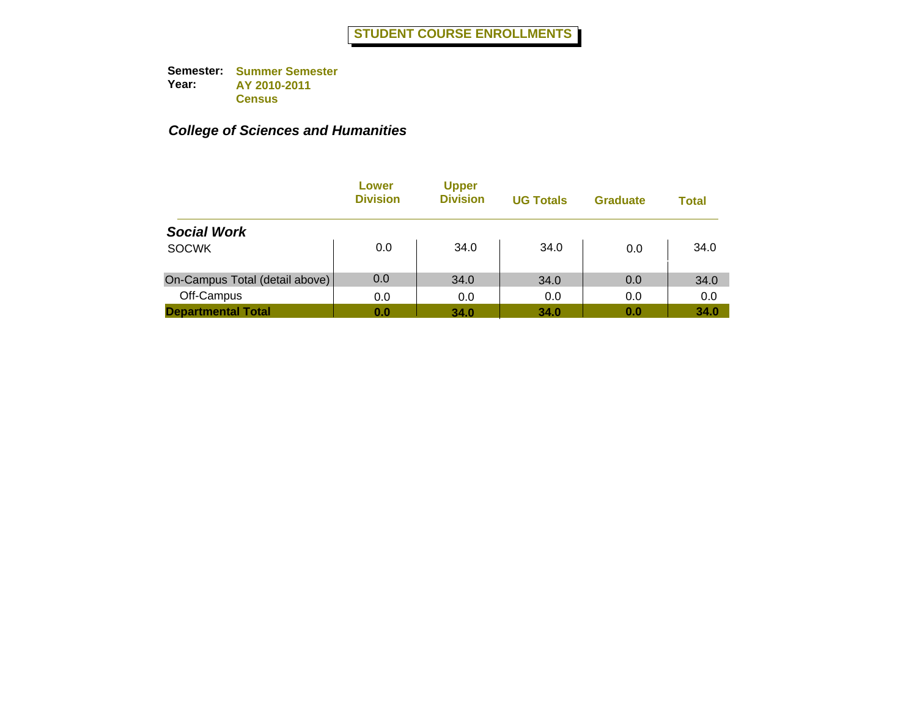# STUDENT COURSE ENROLLMENTS

**Semester:** Summer Semester
**Year:** AY 2010-2011
Census

## *College of Sciences and Humanities*

| | Lower Division | Upper Division | UG Totals | Graduate | Total |
|---|---|---|---|---|---|
| ***Social Work*** | | | | | |
| SOCWK | 0.0 | 34.0 | 34.0 | 0.0 | 34.0 |
| On-Campus Total (detail above) | 0.0 | 34.0 | 34.0 | 0.0 | 34.0 |
| Off-Campus | 0.0 | 0.0 | 0.0 | 0.0 | 0.0 |
| **Departmental Total** | **0.0** | **34.0** | **34.0** | **0.0** | **34.0** |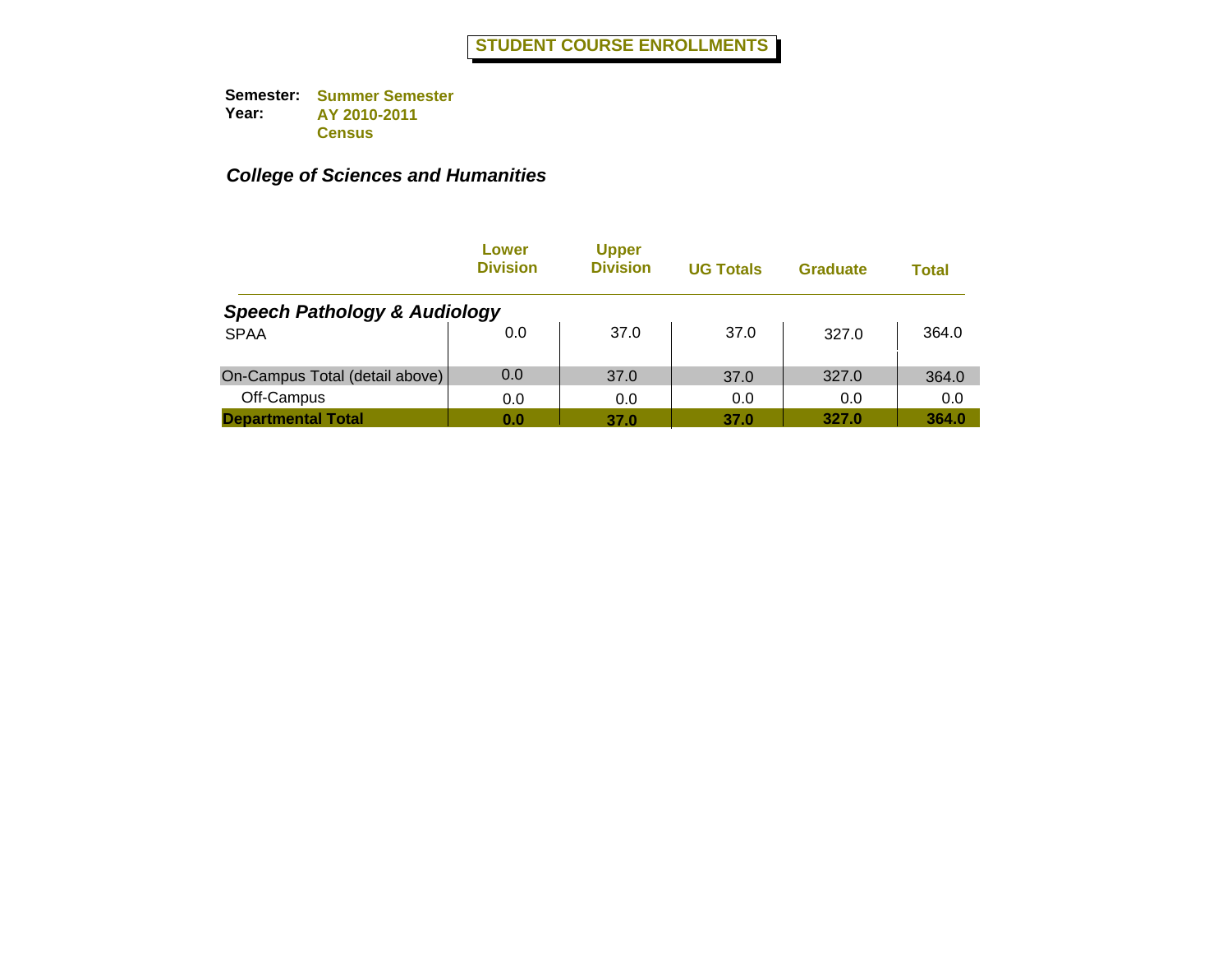# STUDENT COURSE ENROLLMENTS

**Semester:** Summer Semester
**Year:** AY 2010-2011
Census

## *College of Sciences and Humanities*

| | Lower Division | Upper Division | UG Totals | Graduate | Total |
|---|---|---|---|---|---|
| ***Speech Pathology & Audiology*** | | | | | |
| SPAA | 0.0 | 37.0 | 37.0 | 327.0 | 364.0 |
| On-Campus Total (detail above) | 0.0 | 37.0 | 37.0 | 327.0 | 364.0 |
| Off-Campus | 0.0 | 0.0 | 0.0 | 0.0 | 0.0 |
| **Departmental Total** | **0.0** | **37.0** | **37.0** | **327.0** | **364.0** |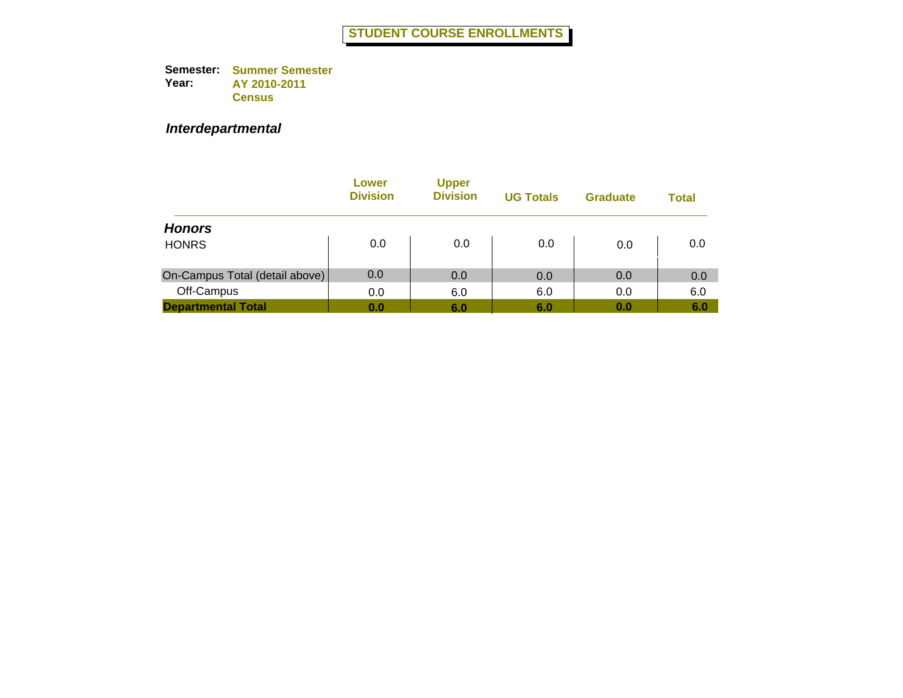# STUDENT COURSE ENROLLMENTS

**Semester:** Summer Semester
**Year:** AY 2010-2011
Census

## *Interdepartmental*

| | Lower Division | Upper Division | UG Totals | Graduate | Total |
|---|---|---|---|---|---|
| ***Honors*** | | | | | |
| HONRS | 0.0 | 0.0 | 0.0 | 0.0 | 0.0 |
| On-Campus Total (detail above) | 0.0 | 0.0 | 0.0 | 0.0 | 0.0 |
| Off-Campus | 0.0 | 6.0 | 6.0 | 0.0 | 6.0 |
| **Departmental Total** | **0.0** | **6.0** | **6.0** | **0.0** | **6.0** |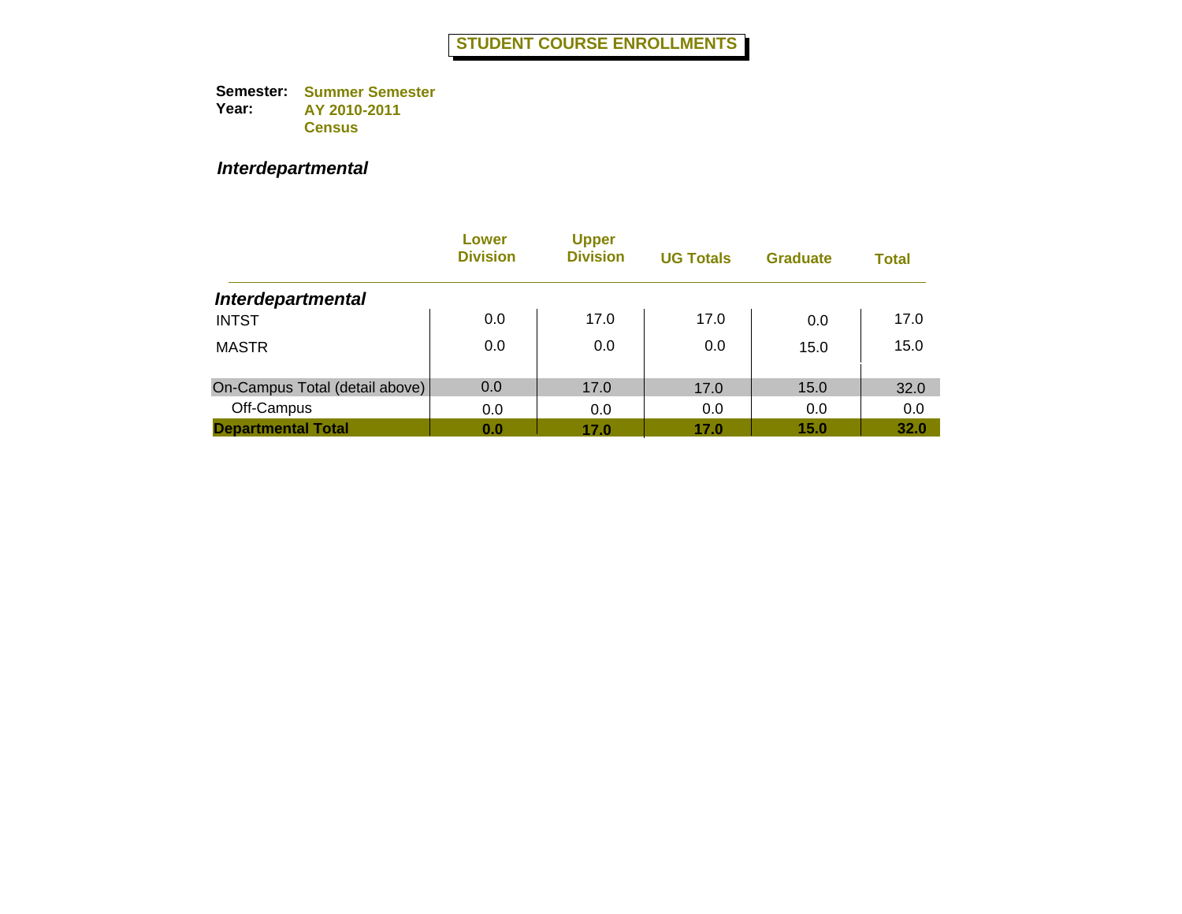# STUDENT COURSE ENROLLMENTS

**Semester:** Summer Semester
**Year:** AY 2010-2011
Census

## *Interdepartmental*

| | Lower Division | Upper Division | UG Totals | Graduate | Total |
|---|---|---|---|---|---|
| ***Interdepartmental*** | | | | | |
| INTST | 0.0 | 17.0 | 17.0 | 0.0 | 17.0 |
| MASTR | 0.0 | 0.0 | 0.0 | 15.0 | 15.0 |
| On-Campus Total (detail above) | 0.0 | 17.0 | 17.0 | 15.0 | 32.0 |
| Off-Campus | 0.0 | 0.0 | 0.0 | 0.0 | 0.0 |
| **Departmental Total** | **0.0** | **17.0** | **17.0** | **15.0** | **32.0** |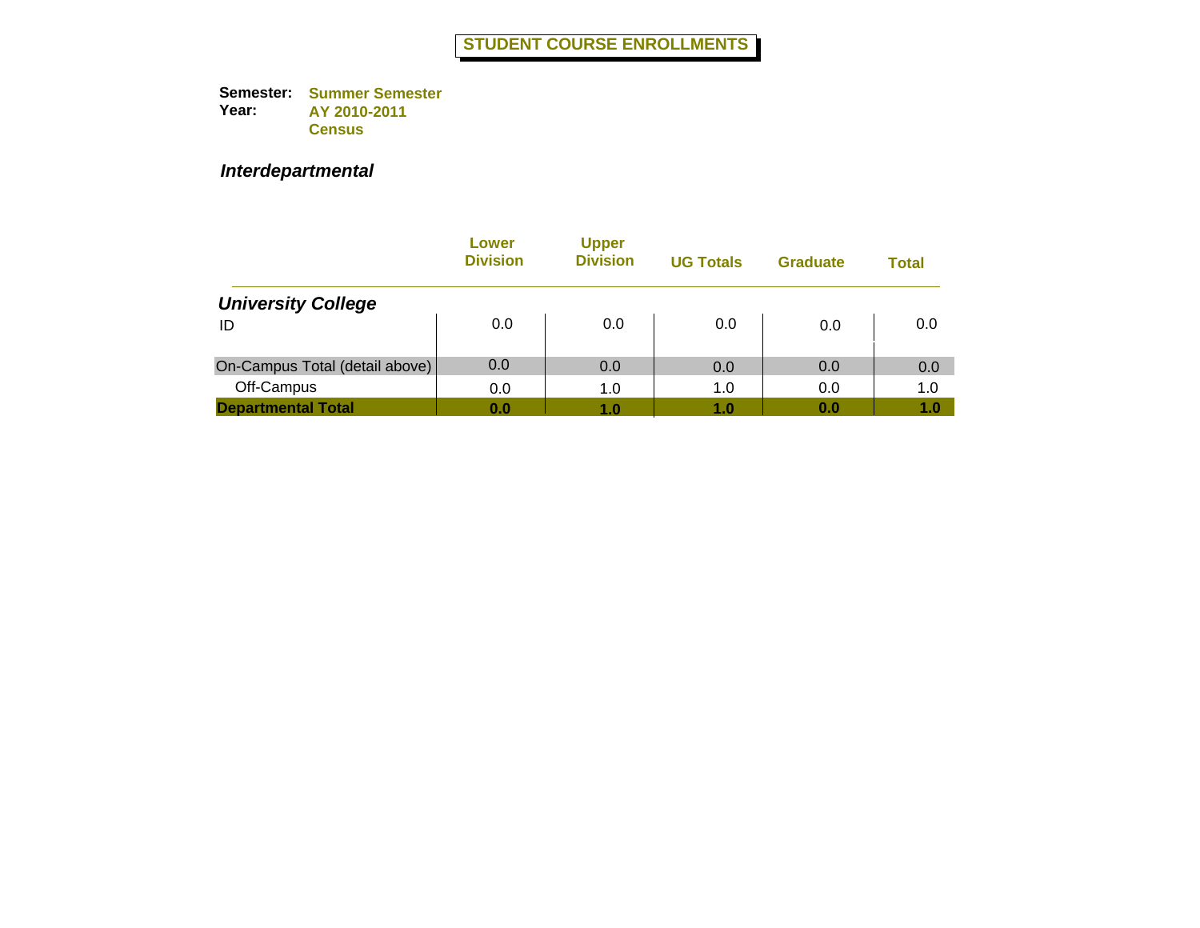# STUDENT COURSE ENROLLMENTS

**Semester:** **Summer Semester**
**Year:** **AY 2010-2011**
**Census**

***Interdepartmental***

| | Lower Division | Upper Division | UG Totals | Graduate | Total |
|---|---|---|---|---|---|
| ***University College*** | | | | | |
| ID | 0.0 | 0.0 | 0.0 | 0.0 | 0.0 |
| On-Campus Total (detail above) | 0.0 | 0.0 | 0.0 | 0.0 | 0.0 |
| Off-Campus | 0.0 | 1.0 | 1.0 | 0.0 | 1.0 |
| **Departmental Total** | **0.0** | **1.0** | **1.0** | **0.0** | **1.0** |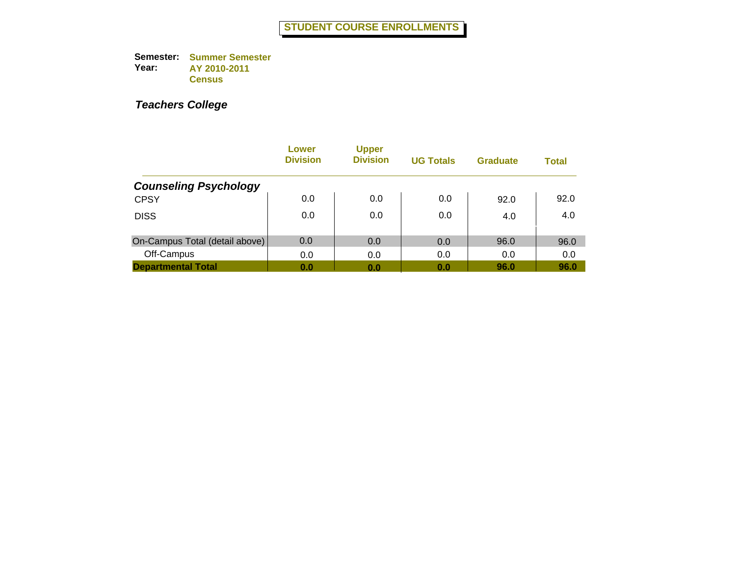# STUDENT COURSE ENROLLMENTS

**Semester:** Summer Semester
**Year:** AY 2010-2011
Census

***Teachers College***

| | Lower Division | Upper Division | UG Totals | Graduate | Total |
|---|---|---|---|---|---|
| ***Counseling Psychology*** | | | | | |
| CPSY | 0.0 | 0.0 | 0.0 | 92.0 | 92.0 |
| DISS | 0.0 | 0.0 | 0.0 | 4.0 | 4.0 |
| On-Campus Total (detail above) | 0.0 | 0.0 | 0.0 | 96.0 | 96.0 |
| Off-Campus | 0.0 | 0.0 | 0.0 | 0.0 | 0.0 |
| **Departmental Total** | **0.0** | **0.0** | **0.0** | **96.0** | **96.0** |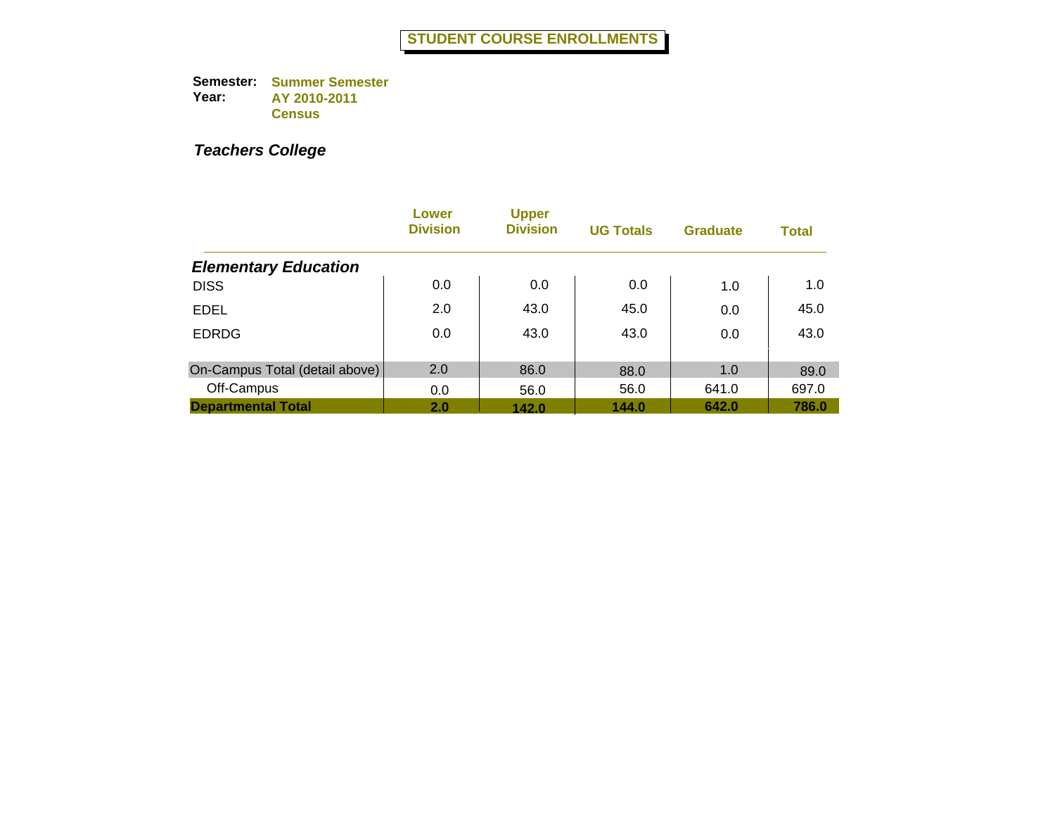# STUDENT COURSE ENROLLMENTS

**Semester:** Summer Semester
**Year:** AY 2010-2011
Census

## *Teachers College*

| | Lower Division | Upper Division | UG Totals | Graduate | Total |
|---|---|---|---|---|---|
| ***Elementary Education*** | | | | | |
| DISS | 0.0 | 0.0 | 0.0 | 1.0 | 1.0 |
| EDEL | 2.0 | 43.0 | 45.0 | 0.0 | 45.0 |
| EDRDG | 0.0 | 43.0 | 43.0 | 0.0 | 43.0 |
| On-Campus Total (detail above) | 2.0 | 86.0 | 88.0 | 1.0 | 89.0 |
| Off-Campus | 0.0 | 56.0 | 56.0 | 641.0 | 697.0 |
| **Departmental Total** | **2.0** | **142.0** | **144.0** | **642.0** | **786.0** |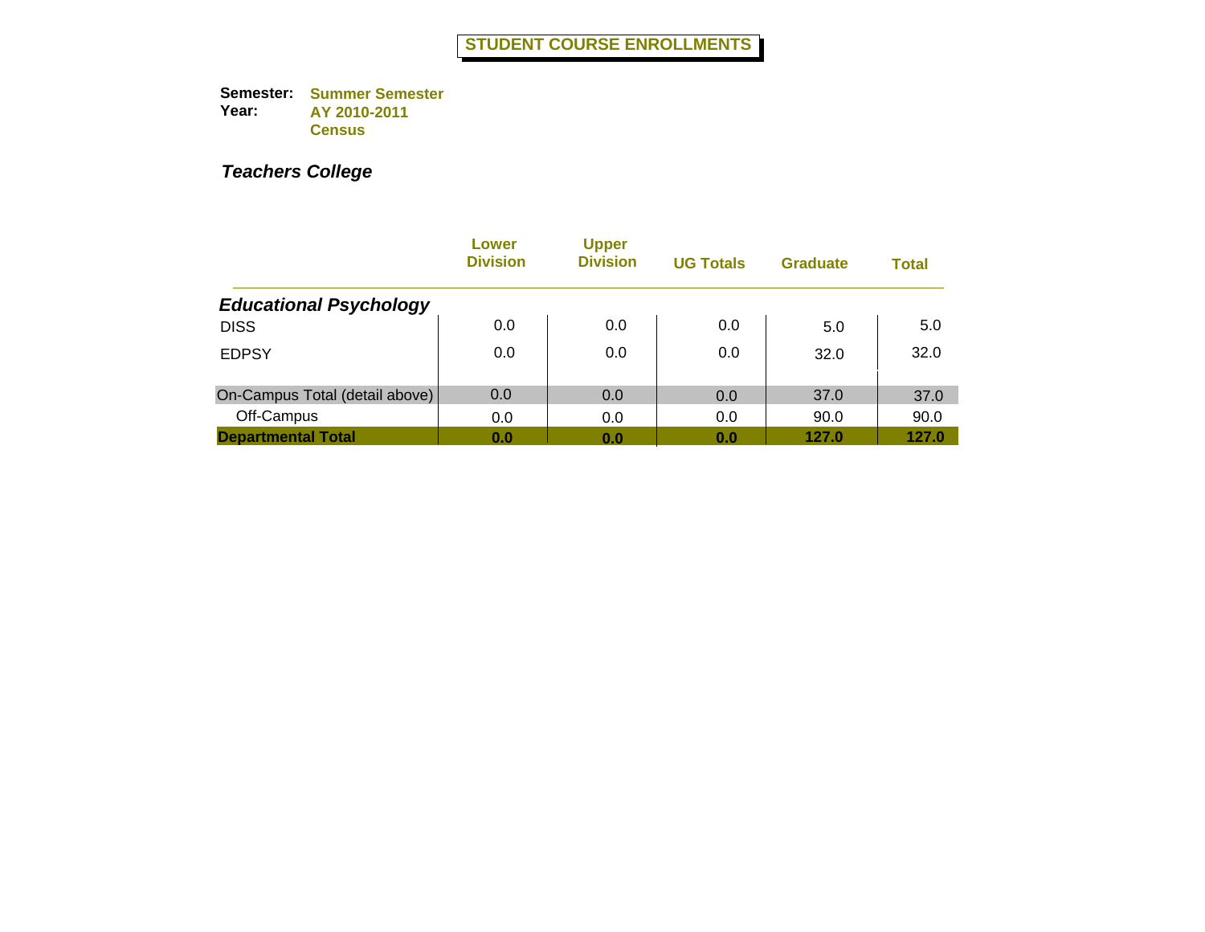# STUDENT COURSE ENROLLMENTS

**Semester:** Summer Semester
**Year:** AY 2010-2011
Census

***Teachers College***

| | Lower Division | Upper Division | UG Totals | Graduate | Total |
|---|---|---|---|---|---|
| ***Educational Psychology*** | | | | | |
| DISS | 0.0 | 0.0 | 0.0 | 5.0 | 5.0 |
| EDPSY | 0.0 | 0.0 | 0.0 | 32.0 | 32.0 |
| On-Campus Total (detail above) | 0.0 | 0.0 | 0.0 | 37.0 | 37.0 |
| Off-Campus | 0.0 | 0.0 | 0.0 | 90.0 | 90.0 |
| **Departmental Total** | **0.0** | **0.0** | **0.0** | **127.0** | **127.0** |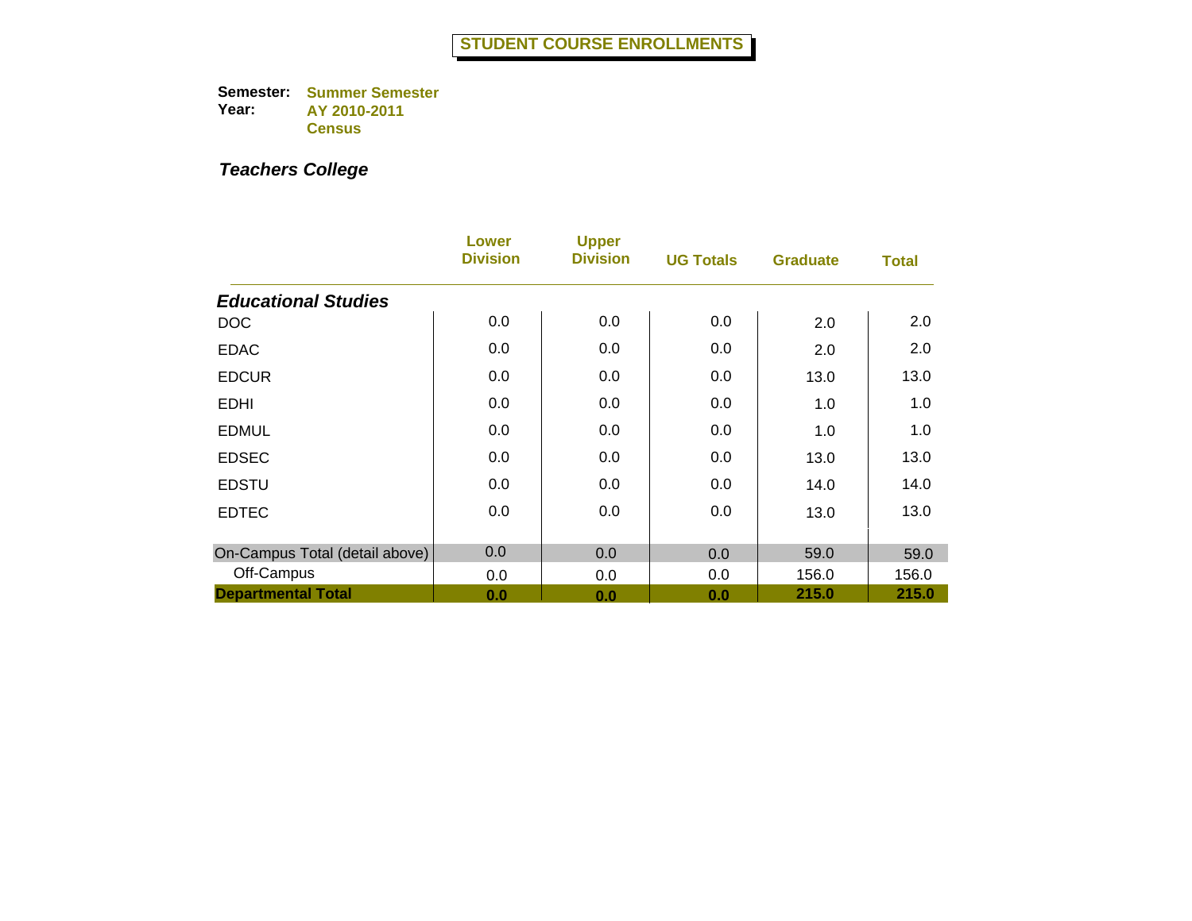# STUDENT COURSE ENROLLMENTS

**Semester:** Summer Semester
**Year:** AY 2010-2011
Census

***Teachers College***

| | Lower Division | Upper Division | UG Totals | Graduate | Total |
|---|---|---|---|---|---|
| ***Educational Studies*** | | | | | |
| DOC | 0.0 | 0.0 | 0.0 | 2.0 | 2.0 |
| EDAC | 0.0 | 0.0 | 0.0 | 2.0 | 2.0 |
| EDCUR | 0.0 | 0.0 | 0.0 | 13.0 | 13.0 |
| EDHI | 0.0 | 0.0 | 0.0 | 1.0 | 1.0 |
| EDMUL | 0.0 | 0.0 | 0.0 | 1.0 | 1.0 |
| EDSEC | 0.0 | 0.0 | 0.0 | 13.0 | 13.0 |
| EDSTU | 0.0 | 0.0 | 0.0 | 14.0 | 14.0 |
| EDTEC | 0.0 | 0.0 | 0.0 | 13.0 | 13.0 |
| On-Campus Total (detail above) | 0.0 | 0.0 | 0.0 | 59.0 | 59.0 |
| Off-Campus | 0.0 | 0.0 | 0.0 | 156.0 | 156.0 |
| **Departmental Total** | **0.0** | **0.0** | **0.0** | **215.0** | **215.0** |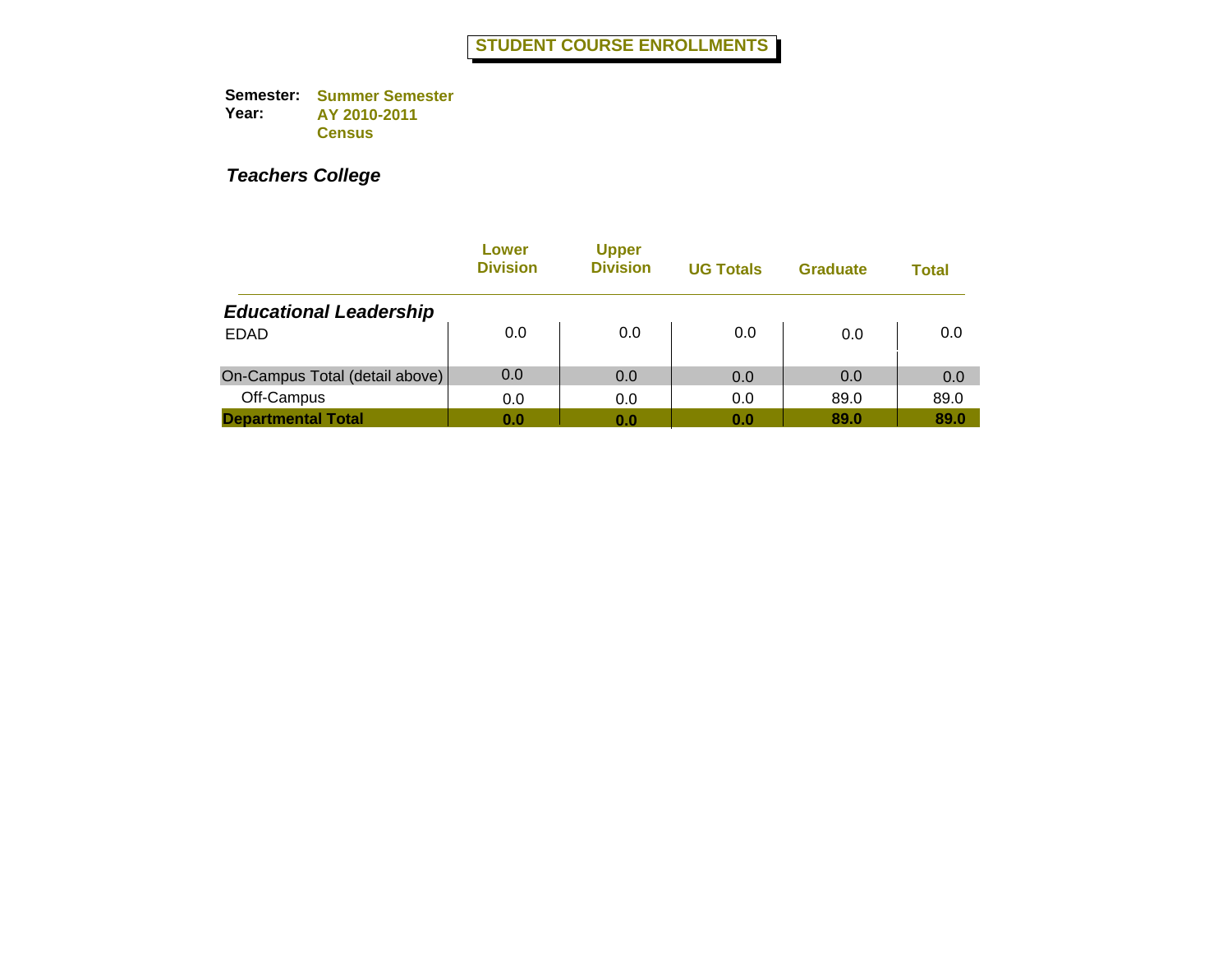# STUDENT COURSE ENROLLMENTS

**Semester:** Summer Semester
**Year:** AY 2010-2011
Census

***Teachers College***

| | Lower Division | Upper Division | UG Totals | Graduate | Total |
|---|---|---|---|---|---|
| ***Educational Leadership*** | | | | | |
| EDAD | 0.0 | 0.0 | 0.0 | 0.0 | 0.0 |
| On-Campus Total (detail above) | 0.0 | 0.0 | 0.0 | 0.0 | 0.0 |
| Off-Campus | 0.0 | 0.0 | 0.0 | 89.0 | 89.0 |
| **Departmental Total** | **0.0** | **0.0** | **0.0** | **89.0** | **89.0** |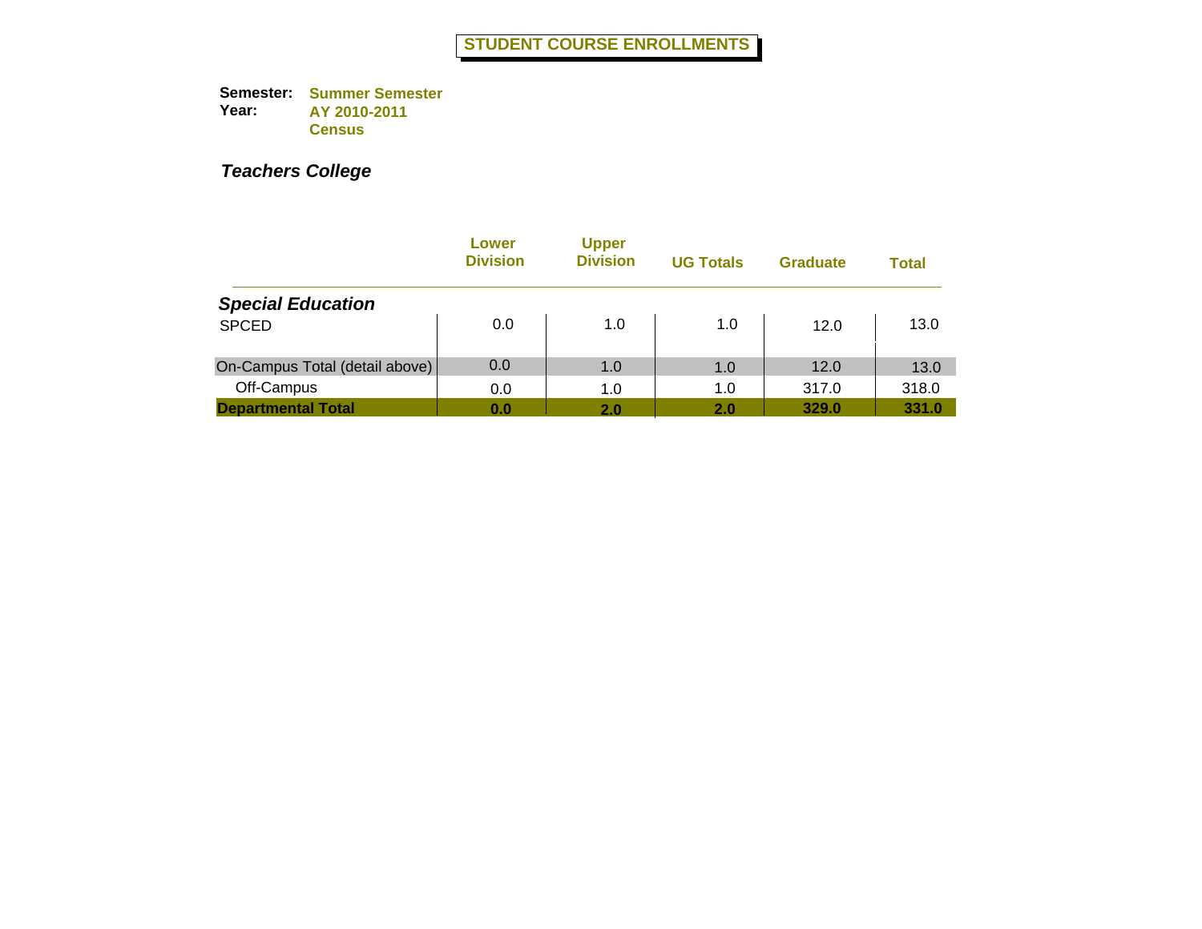# STUDENT COURSE ENROLLMENTS

**Semester:** Summer Semester
**Year:** AY 2010-2011
Census

***Teachers College***

| | Lower Division | Upper Division | UG Totals | Graduate | Total |
|---|---|---|---|---|---|
| ***Special Education*** | | | | | |
| SPCED | 0.0 | 1.0 | 1.0 | 12.0 | 13.0 |
| On-Campus Total (detail above) | 0.0 | 1.0 | 1.0 | 12.0 | 13.0 |
| Off-Campus | 0.0 | 1.0 | 1.0 | 317.0 | 318.0 |
| **Departmental Total** | **0.0** | **2.0** | **2.0** | **329.0** | **331.0** |